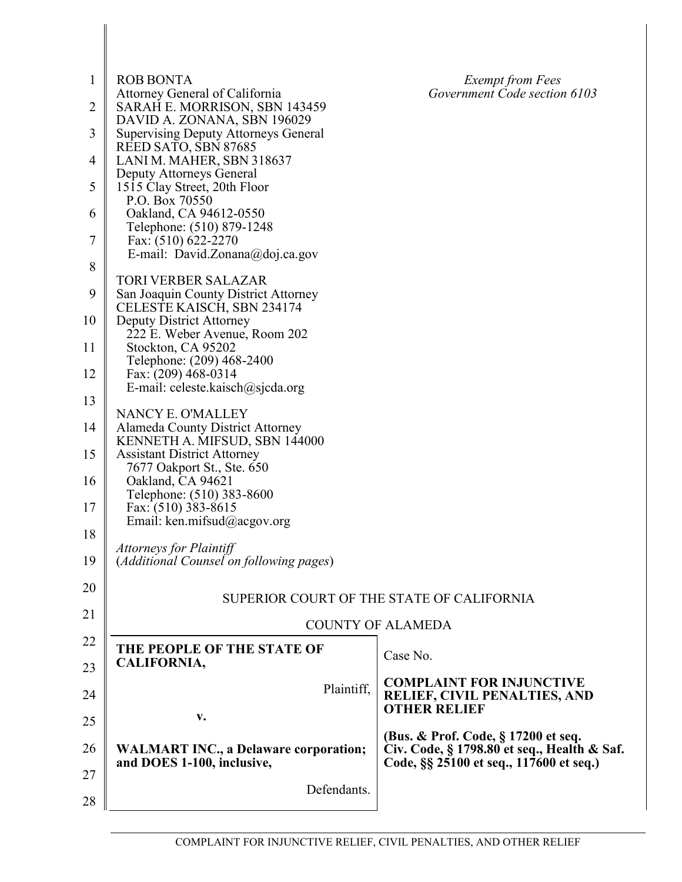ROB BONTA
Attorney General of California
SARAH E. MORRISON, SBN 143459
DAVID A. ZONANA, SBN 196029
Supervising Deputy Attorneys General
REED SATO, SBN 87685
LANI M. MAHER, SBN 318637
Deputy Attorneys General
1515 Clay Street, 20th Floor
P.O. Box 70550
Oakland, CA 94612-0550
Telephone: (510) 879-1248
Fax: (510) 622-2270
E-mail: David.Zonana@doj.ca.gov

*Exempt from Fees*
*Government Code section 6103*

TORI VERBER SALAZAR
San Joaquin County District Attorney
CELESTE KAISCH, SBN 234174
Deputy District Attorney
222 E. Weber Avenue, Room 202
Stockton, CA 95202
Telephone: (209) 468-2400
Fax: (209) 468-0314
E-mail: celeste.kaisch@sjcda.org

NANCY E. O'MALLEY
Alameda County District Attorney
KENNETH A. MIFSUD, SBN 144000
Assistant District Attorney
7677 Oakport St., Ste. 650
Oakland, CA 94621
Telephone: (510) 383-8600
Fax: (510) 383-8615
Email: ken.mifsud@acgov.org

*Attorneys for Plaintiff*
(*Additional Counsel on following pages*)

SUPERIOR COURT OF THE STATE OF CALIFORNIA

COUNTY OF ALAMEDA

| | |
|---|---|
| **THE PEOPLE OF THE STATE OF CALIFORNIA,**<br><br>Plaintiff,<br><br>**v.**<br><br>**WALMART INC., a Delaware corporation; and DOES 1-100, inclusive,**<br><br>Defendants. | Case No.<br><br>**COMPLAINT FOR INJUNCTIVE RELIEF, CIVIL PENALTIES, AND OTHER RELIEF**<br><br>**(Bus. & Prof. Code, § 17200 et seq. Civ. Code, § 1798.80 et seq., Health & Saf. Code, §§ 25100 et seq., 117600 et seq.)** |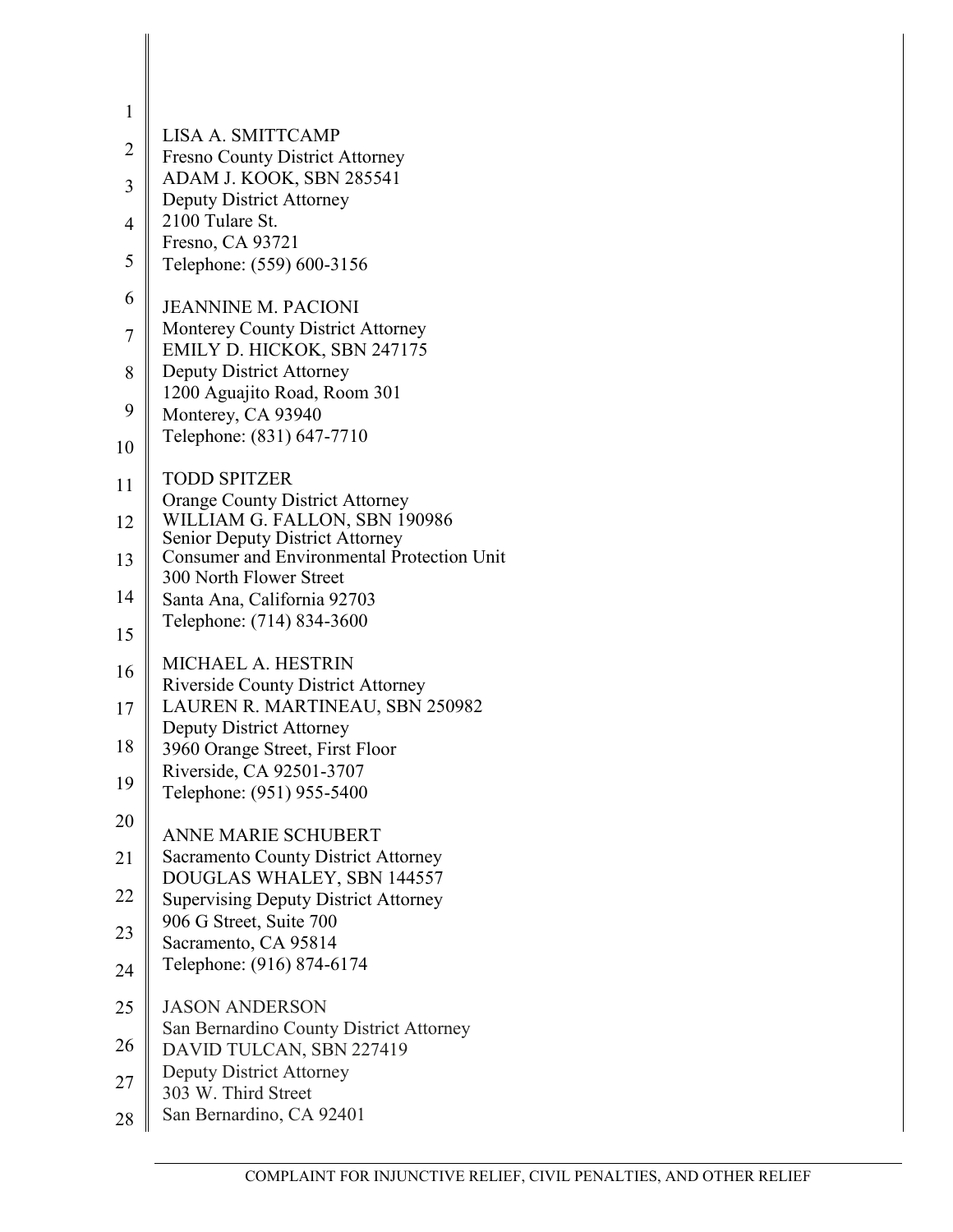LISA A. SMITTCAMP
Fresno County District Attorney
ADAM J. KOOK, SBN 285541
Deputy District Attorney
2100 Tulare St.
Fresno, CA 93721
Telephone: (559) 600-3156

JEANNINE M. PACIONI
Monterey County District Attorney
EMILY D. HICKOK, SBN 247175
Deputy District Attorney
1200 Aguajito Road, Room 301
Monterey, CA 93940
Telephone: (831) 647-7710

TODD SPITZER
Orange County District Attorney
WILLIAM G. FALLON, SBN 190986
Senior Deputy District Attorney
Consumer and Environmental Protection Unit
300 North Flower Street
Santa Ana, California 92703
Telephone: (714) 834-3600

MICHAEL A. HESTRIN
Riverside County District Attorney
LAUREN R. MARTINEAU, SBN 250982
Deputy District Attorney
3960 Orange Street, First Floor
Riverside, CA 92501-3707
Telephone: (951) 955-5400

ANNE MARIE SCHUBERT
Sacramento County District Attorney
DOUGLAS WHALEY, SBN 144557
Supervising Deputy District Attorney
906 G Street, Suite 700
Sacramento, CA 95814
Telephone: (916) 874-6174

JASON ANDERSON
San Bernardino County District Attorney
DAVID TULCAN, SBN 227419
Deputy District Attorney
303 W. Third Street
San Bernardino, CA 92401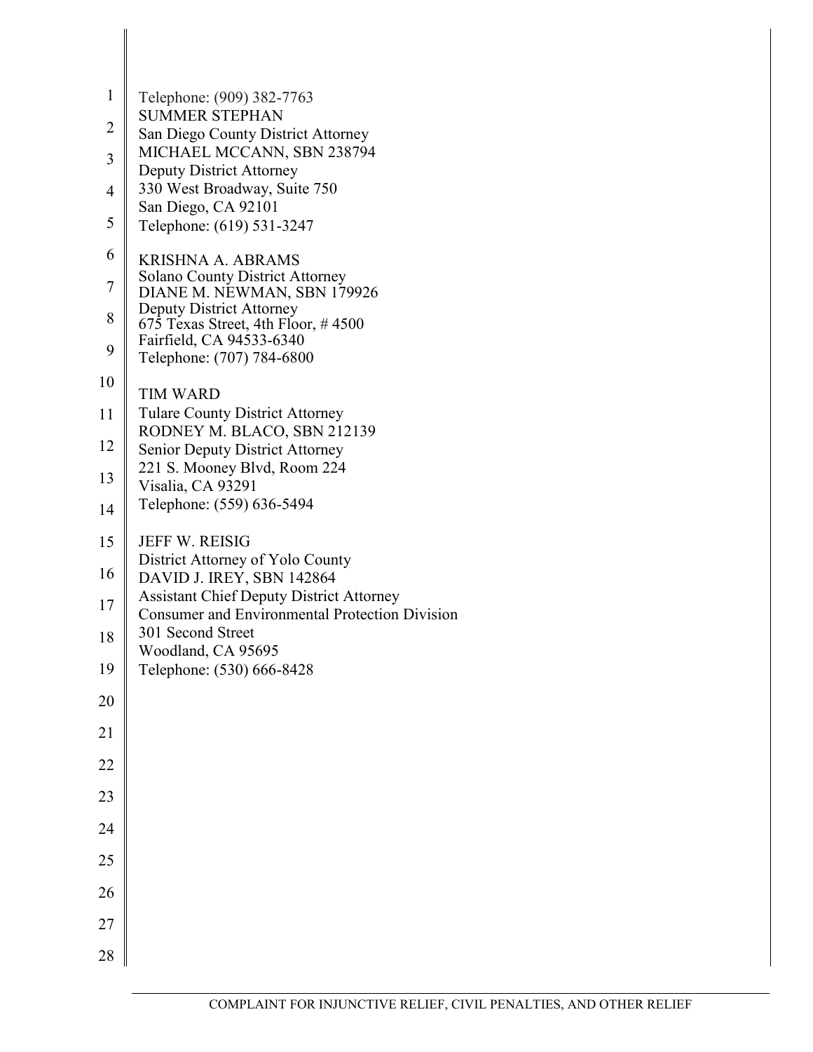Telephone: (909) 382-7763
SUMMER STEPHAN
San Diego County District Attorney
MICHAEL MCCANN, SBN 238794
Deputy District Attorney
330 West Broadway, Suite 750
San Diego, CA 92101
Telephone: (619) 531-3247

KRISHNA A. ABRAMS
Solano County District Attorney
DIANE M. NEWMAN, SBN 179926
Deputy District Attorney
675 Texas Street, 4th Floor, # 4500
Fairfield, CA 94533-6340
Telephone: (707) 784-6800

TIM WARD
Tulare County District Attorney
RODNEY M. BLACO, SBN 212139
Senior Deputy District Attorney
221 S. Mooney Blvd, Room 224
Visalia, CA 93291
Telephone: (559) 636-5494

JEFF W. REISIG
District Attorney of Yolo County
DAVID J. IREY, SBN 142864
Assistant Chief Deputy District Attorney
Consumer and Environmental Protection Division
301 Second Street
Woodland, CA 95695
Telephone: (530) 666-8428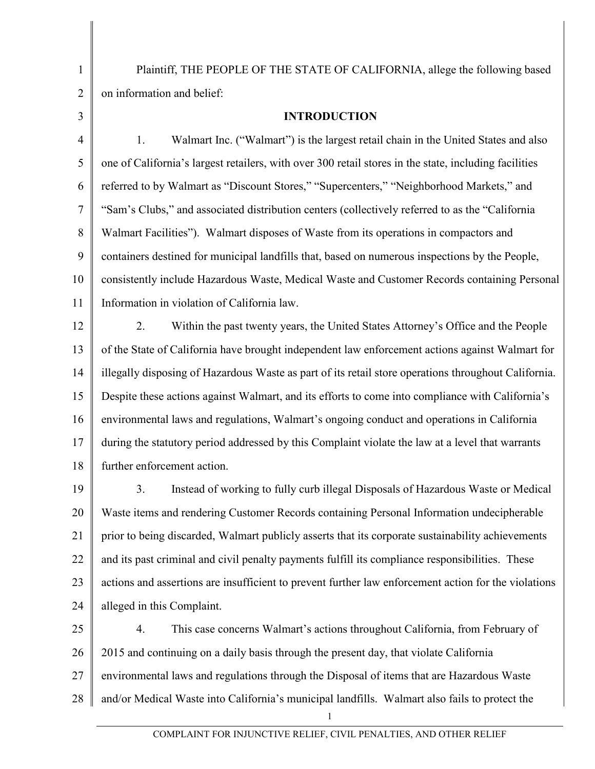Plaintiff, THE PEOPLE OF THE STATE OF CALIFORNIA, allege the following based on information and belief:

## INTRODUCTION

1. Walmart Inc. ("Walmart") is the largest retail chain in the United States and also one of California's largest retailers, with over 300 retail stores in the state, including facilities referred to by Walmart as "Discount Stores," "Supercenters," "Neighborhood Markets," and "Sam's Clubs," and associated distribution centers (collectively referred to as the "California Walmart Facilities"). Walmart disposes of Waste from its operations in compactors and containers destined for municipal landfills that, based on numerous inspections by the People, consistently include Hazardous Waste, Medical Waste and Customer Records containing Personal Information in violation of California law.

2. Within the past twenty years, the United States Attorney's Office and the People of the State of California have brought independent law enforcement actions against Walmart for illegally disposing of Hazardous Waste as part of its retail store operations throughout California. Despite these actions against Walmart, and its efforts to come into compliance with California's environmental laws and regulations, Walmart's ongoing conduct and operations in California during the statutory period addressed by this Complaint violate the law at a level that warrants further enforcement action.

3. Instead of working to fully curb illegal Disposals of Hazardous Waste or Medical Waste items and rendering Customer Records containing Personal Information undecipherable prior to being discarded, Walmart publicly asserts that its corporate sustainability achievements and its past criminal and civil penalty payments fulfill its compliance responsibilities. These actions and assertions are insufficient to prevent further law enforcement action for the violations alleged in this Complaint.

4. This case concerns Walmart's actions throughout California, from February of 2015 and continuing on a daily basis through the present day, that violate California environmental laws and regulations through the Disposal of items that are Hazardous Waste and/or Medical Waste into California's municipal landfills. Walmart also fails to protect the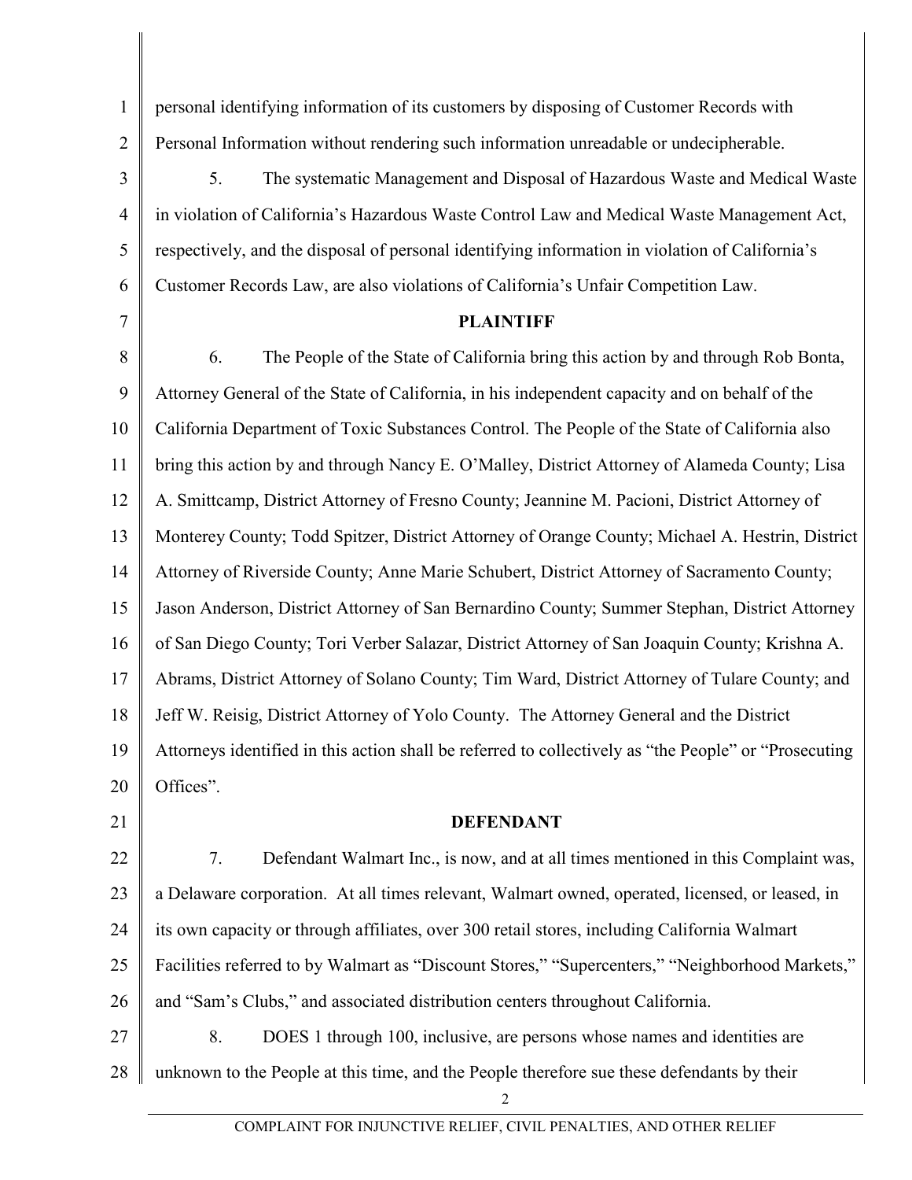personal identifying information of its customers by disposing of Customer Records with Personal Information without rendering such information unreadable or undecipherable.

5. The systematic Management and Disposal of Hazardous Waste and Medical Waste in violation of California's Hazardous Waste Control Law and Medical Waste Management Act, respectively, and the disposal of personal identifying information in violation of California's Customer Records Law, are also violations of California's Unfair Competition Law.

## PLAINTIFF

6. The People of the State of California bring this action by and through Rob Bonta, Attorney General of the State of California, in his independent capacity and on behalf of the California Department of Toxic Substances Control. The People of the State of California also bring this action by and through Nancy E. O'Malley, District Attorney of Alameda County; Lisa A. Smittcamp, District Attorney of Fresno County; Jeannine M. Pacioni, District Attorney of Monterey County; Todd Spitzer, District Attorney of Orange County; Michael A. Hestrin, District Attorney of Riverside County; Anne Marie Schubert, District Attorney of Sacramento County; Jason Anderson, District Attorney of San Bernardino County; Summer Stephan, District Attorney of San Diego County; Tori Verber Salazar, District Attorney of San Joaquin County; Krishna A. Abrams, District Attorney of Solano County; Tim Ward, District Attorney of Tulare County; and Jeff W. Reisig, District Attorney of Yolo County. The Attorney General and the District Attorneys identified in this action shall be referred to collectively as "the People" or "Prosecuting Offices".

## DEFENDANT

7. Defendant Walmart Inc., is now, and at all times mentioned in this Complaint was, a Delaware corporation. At all times relevant, Walmart owned, operated, licensed, or leased, in its own capacity or through affiliates, over 300 retail stores, including California Walmart Facilities referred to by Walmart as "Discount Stores," "Supercenters," "Neighborhood Markets," and "Sam's Clubs," and associated distribution centers throughout California.

8. DOES 1 through 100, inclusive, are persons whose names and identities are unknown to the People at this time, and the People therefore sue these defendants by their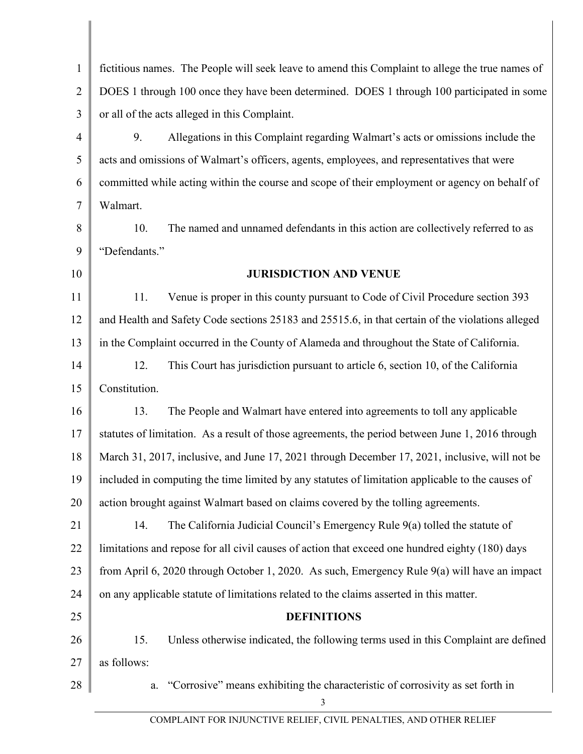fictitious names. The People will seek leave to amend this Complaint to allege the true names of DOES 1 through 100 once they have been determined. DOES 1 through 100 participated in some or all of the acts alleged in this Complaint.

9. Allegations in this Complaint regarding Walmart's acts or omissions include the acts and omissions of Walmart's officers, agents, employees, and representatives that were committed while acting within the course and scope of their employment or agency on behalf of Walmart.

10. The named and unnamed defendants in this action are collectively referred to as "Defendants."

## JURISDICTION AND VENUE

11. Venue is proper in this county pursuant to Code of Civil Procedure section 393 and Health and Safety Code sections 25183 and 25515.6, in that certain of the violations alleged in the Complaint occurred in the County of Alameda and throughout the State of California.

12. This Court has jurisdiction pursuant to article 6, section 10, of the California Constitution.

13. The People and Walmart have entered into agreements to toll any applicable statutes of limitation. As a result of those agreements, the period between June 1, 2016 through March 31, 2017, inclusive, and June 17, 2021 through December 17, 2021, inclusive, will not be included in computing the time limited by any statutes of limitation applicable to the causes of action brought against Walmart based on claims covered by the tolling agreements.

14. The California Judicial Council's Emergency Rule 9(a) tolled the statute of limitations and repose for all civil causes of action that exceed one hundred eighty (180) days from April 6, 2020 through October 1, 2020. As such, Emergency Rule 9(a) will have an impact on any applicable statute of limitations related to the claims asserted in this matter.

## DEFINITIONS

15. Unless otherwise indicated, the following terms used in this Complaint are defined as follows:

a. "Corrosive" means exhibiting the characteristic of corrosivity as set forth in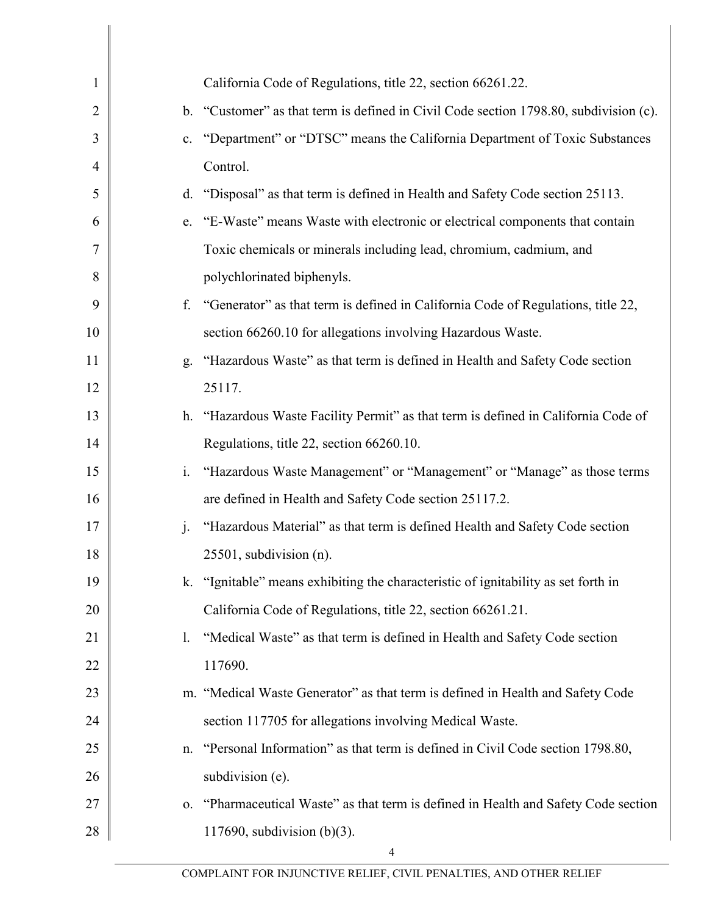California Code of Regulations, title 22, section 66261.22.

b. "Customer" as that term is defined in Civil Code section 1798.80, subdivision (c).

c. "Department" or "DTSC" means the California Department of Toxic Substances Control.

d. "Disposal" as that term is defined in Health and Safety Code section 25113.

e. "E-Waste" means Waste with electronic or electrical components that contain Toxic chemicals or minerals including lead, chromium, cadmium, and polychlorinated biphenyls.

f. "Generator" as that term is defined in California Code of Regulations, title 22, section 66260.10 for allegations involving Hazardous Waste.

g. "Hazardous Waste" as that term is defined in Health and Safety Code section 25117.

h. "Hazardous Waste Facility Permit" as that term is defined in California Code of Regulations, title 22, section 66260.10.

i. "Hazardous Waste Management" or "Management" or "Manage" as those terms are defined in Health and Safety Code section 25117.2.

j. "Hazardous Material" as that term is defined Health and Safety Code section 25501, subdivision (n).

k. "Ignitable" means exhibiting the characteristic of ignitability as set forth in California Code of Regulations, title 22, section 66261.21.

l. "Medical Waste" as that term is defined in Health and Safety Code section 117690.

m. "Medical Waste Generator" as that term is defined in Health and Safety Code section 117705 for allegations involving Medical Waste.

n. "Personal Information" as that term is defined in Civil Code section 1798.80, subdivision (e).

o. "Pharmaceutical Waste" as that term is defined in Health and Safety Code section 117690, subdivision (b)(3).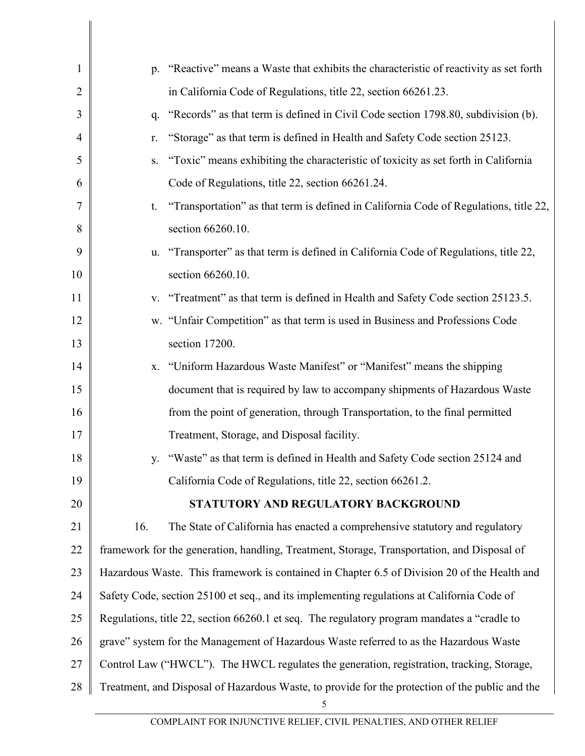p. "Reactive" means a Waste that exhibits the characteristic of reactivity as set forth in California Code of Regulations, title 22, section 66261.23.

q. "Records" as that term is defined in Civil Code section 1798.80, subdivision (b).

r. "Storage" as that term is defined in Health and Safety Code section 25123.

s. "Toxic" means exhibiting the characteristic of toxicity as set forth in California Code of Regulations, title 22, section 66261.24.

t. "Transportation" as that term is defined in California Code of Regulations, title 22, section 66260.10.

u. "Transporter" as that term is defined in California Code of Regulations, title 22, section 66260.10.

v. "Treatment" as that term is defined in Health and Safety Code section 25123.5.

w. "Unfair Competition" as that term is used in Business and Professions Code section 17200.

x. "Uniform Hazardous Waste Manifest" or "Manifest" means the shipping document that is required by law to accompany shipments of Hazardous Waste from the point of generation, through Transportation, to the final permitted Treatment, Storage, and Disposal facility.

y. "Waste" as that term is defined in Health and Safety Code section 25124 and California Code of Regulations, title 22, section 66261.2.

## STATUTORY AND REGULATORY BACKGROUND

16. The State of California has enacted a comprehensive statutory and regulatory framework for the generation, handling, Treatment, Storage, Transportation, and Disposal of Hazardous Waste. This framework is contained in Chapter 6.5 of Division 20 of the Health and Safety Code, section 25100 et seq., and its implementing regulations at California Code of Regulations, title 22, section 66260.1 et seq. The regulatory program mandates a "cradle to grave" system for the Management of Hazardous Waste referred to as the Hazardous Waste Control Law ("HWCL"). The HWCL regulates the generation, registration, tracking, Storage, Treatment, and Disposal of Hazardous Waste, to provide for the protection of the public and the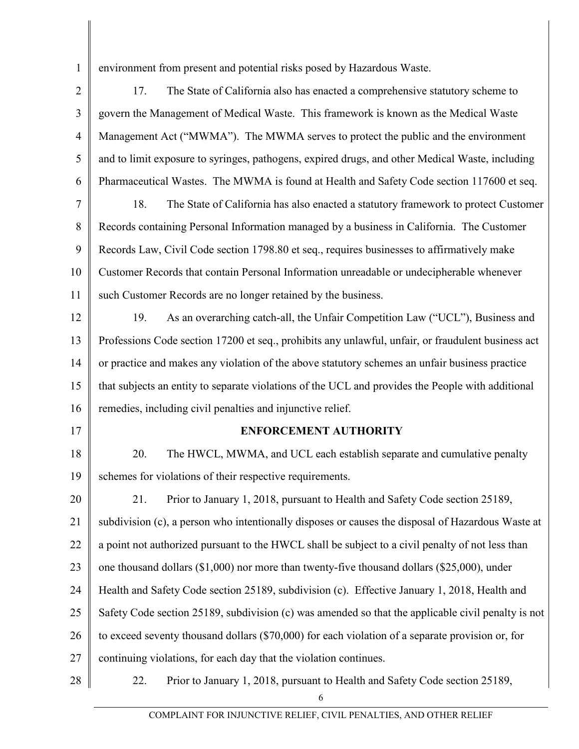environment from present and potential risks posed by Hazardous Waste.

17. The State of California also has enacted a comprehensive statutory scheme to govern the Management of Medical Waste. This framework is known as the Medical Waste Management Act ("MWMA"). The MWMA serves to protect the public and the environment and to limit exposure to syringes, pathogens, expired drugs, and other Medical Waste, including Pharmaceutical Wastes. The MWMA is found at Health and Safety Code section 117600 et seq.

18. The State of California has also enacted a statutory framework to protect Customer Records containing Personal Information managed by a business in California. The Customer Records Law, Civil Code section 1798.80 et seq., requires businesses to affirmatively make Customer Records that contain Personal Information unreadable or undecipherable whenever such Customer Records are no longer retained by the business.

19. As an overarching catch-all, the Unfair Competition Law ("UCL"), Business and Professions Code section 17200 et seq., prohibits any unlawful, unfair, or fraudulent business act or practice and makes any violation of the above statutory schemes an unfair business practice that subjects an entity to separate violations of the UCL and provides the People with additional remedies, including civil penalties and injunctive relief.

**ENFORCEMENT AUTHORITY**

20. The HWCL, MWMA, and UCL each establish separate and cumulative penalty schemes for violations of their respective requirements.

21. Prior to January 1, 2018, pursuant to Health and Safety Code section 25189, subdivision (c), a person who intentionally disposes or causes the disposal of Hazardous Waste at a point not authorized pursuant to the HWCL shall be subject to a civil penalty of not less than one thousand dollars ($1,000) nor more than twenty-five thousand dollars ($25,000), under Health and Safety Code section 25189, subdivision (c). Effective January 1, 2018, Health and Safety Code section 25189, subdivision (c) was amended so that the applicable civil penalty is not to exceed seventy thousand dollars ($70,000) for each violation of a separate provision or, for continuing violations, for each day that the violation continues.

22. Prior to January 1, 2018, pursuant to Health and Safety Code section 25189,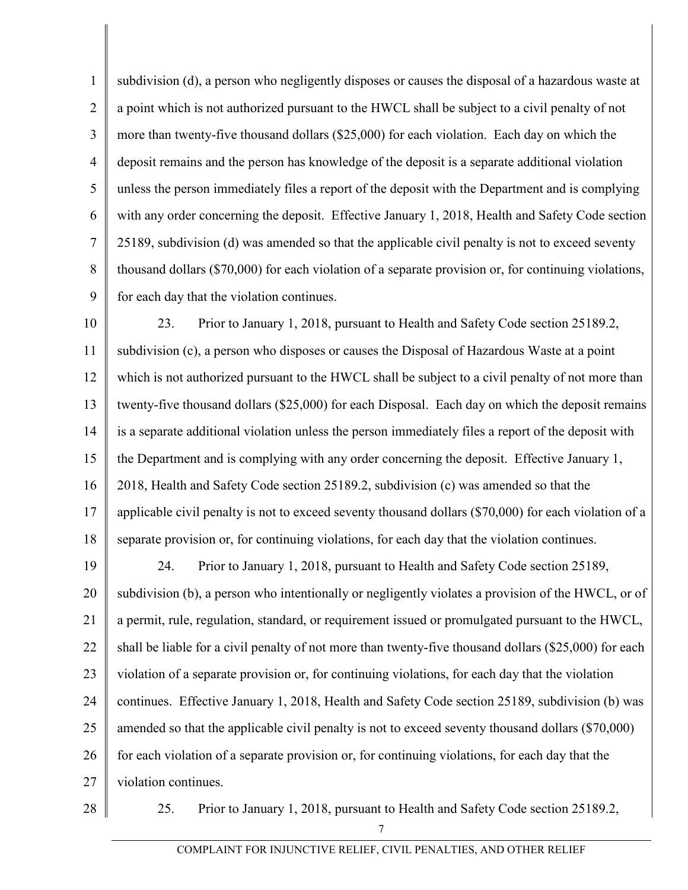subdivision (d), a person who negligently disposes or causes the disposal of a hazardous waste at a point which is not authorized pursuant to the HWCL shall be subject to a civil penalty of not more than twenty-five thousand dollars ($25,000) for each violation. Each day on which the deposit remains and the person has knowledge of the deposit is a separate additional violation unless the person immediately files a report of the deposit with the Department and is complying with any order concerning the deposit. Effective January 1, 2018, Health and Safety Code section 25189, subdivision (d) was amended so that the applicable civil penalty is not to exceed seventy thousand dollars ($70,000) for each violation of a separate provision or, for continuing violations, for each day that the violation continues.

23. Prior to January 1, 2018, pursuant to Health and Safety Code section 25189.2, subdivision (c), a person who disposes or causes the Disposal of Hazardous Waste at a point which is not authorized pursuant to the HWCL shall be subject to a civil penalty of not more than twenty-five thousand dollars ($25,000) for each Disposal. Each day on which the deposit remains is a separate additional violation unless the person immediately files a report of the deposit with the Department and is complying with any order concerning the deposit. Effective January 1, 2018, Health and Safety Code section 25189.2, subdivision (c) was amended so that the applicable civil penalty is not to exceed seventy thousand dollars ($70,000) for each violation of a separate provision or, for continuing violations, for each day that the violation continues.

24. Prior to January 1, 2018, pursuant to Health and Safety Code section 25189, subdivision (b), a person who intentionally or negligently violates a provision of the HWCL, or of a permit, rule, regulation, standard, or requirement issued or promulgated pursuant to the HWCL, shall be liable for a civil penalty of not more than twenty-five thousand dollars ($25,000) for each violation of a separate provision or, for continuing violations, for each day that the violation continues. Effective January 1, 2018, Health and Safety Code section 25189, subdivision (b) was amended so that the applicable civil penalty is not to exceed seventy thousand dollars ($70,000) for each violation of a separate provision or, for continuing violations, for each day that the violation continues.

25. Prior to January 1, 2018, pursuant to Health and Safety Code section 25189.2,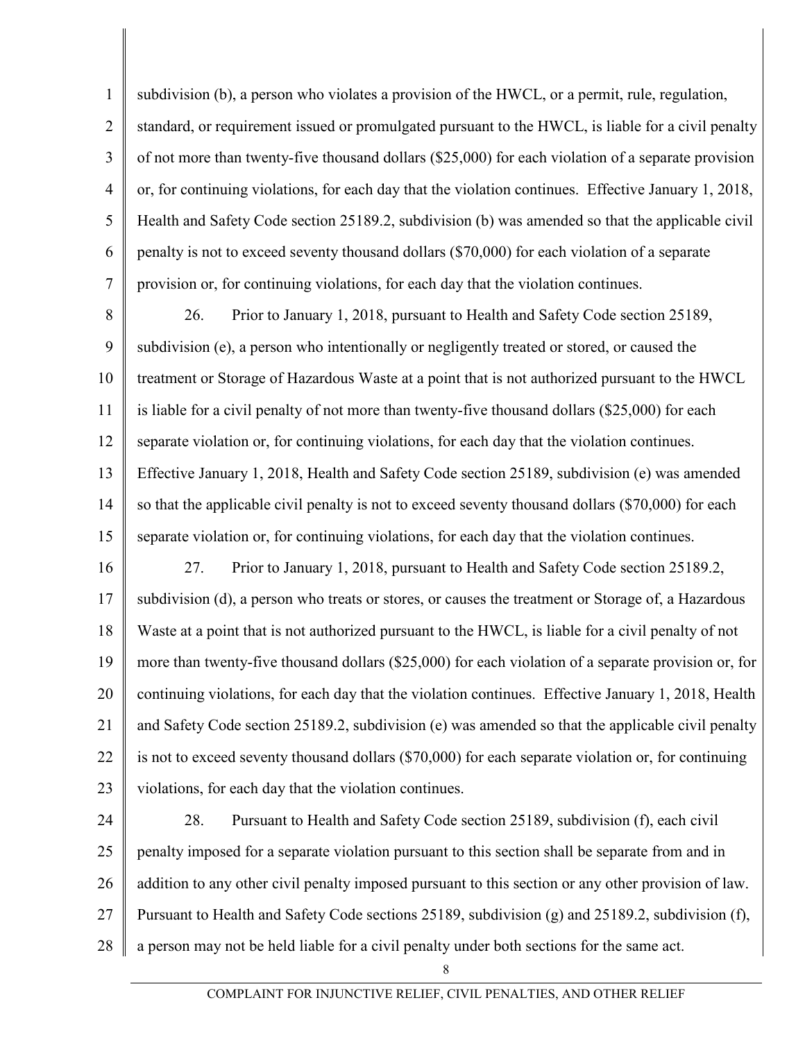subdivision (b), a person who violates a provision of the HWCL, or a permit, rule, regulation, standard, or requirement issued or promulgated pursuant to the HWCL, is liable for a civil penalty of not more than twenty-five thousand dollars ($25,000) for each violation of a separate provision or, for continuing violations, for each day that the violation continues. Effective January 1, 2018, Health and Safety Code section 25189.2, subdivision (b) was amended so that the applicable civil penalty is not to exceed seventy thousand dollars ($70,000) for each violation of a separate provision or, for continuing violations, for each day that the violation continues.

26. Prior to January 1, 2018, pursuant to Health and Safety Code section 25189, subdivision (e), a person who intentionally or negligently treated or stored, or caused the treatment or Storage of Hazardous Waste at a point that is not authorized pursuant to the HWCL is liable for a civil penalty of not more than twenty-five thousand dollars ($25,000) for each separate violation or, for continuing violations, for each day that the violation continues. Effective January 1, 2018, Health and Safety Code section 25189, subdivision (e) was amended so that the applicable civil penalty is not to exceed seventy thousand dollars ($70,000) for each separate violation or, for continuing violations, for each day that the violation continues.

27. Prior to January 1, 2018, pursuant to Health and Safety Code section 25189.2, subdivision (d), a person who treats or stores, or causes the treatment or Storage of, a Hazardous Waste at a point that is not authorized pursuant to the HWCL, is liable for a civil penalty of not more than twenty-five thousand dollars ($25,000) for each violation of a separate provision or, for continuing violations, for each day that the violation continues. Effective January 1, 2018, Health and Safety Code section 25189.2, subdivision (e) was amended so that the applicable civil penalty is not to exceed seventy thousand dollars ($70,000) for each separate violation or, for continuing violations, for each day that the violation continues.

28. Pursuant to Health and Safety Code section 25189, subdivision (f), each civil penalty imposed for a separate violation pursuant to this section shall be separate from and in addition to any other civil penalty imposed pursuant to this section or any other provision of law. Pursuant to Health and Safety Code sections 25189, subdivision (g) and 25189.2, subdivision (f), a person may not be held liable for a civil penalty under both sections for the same act.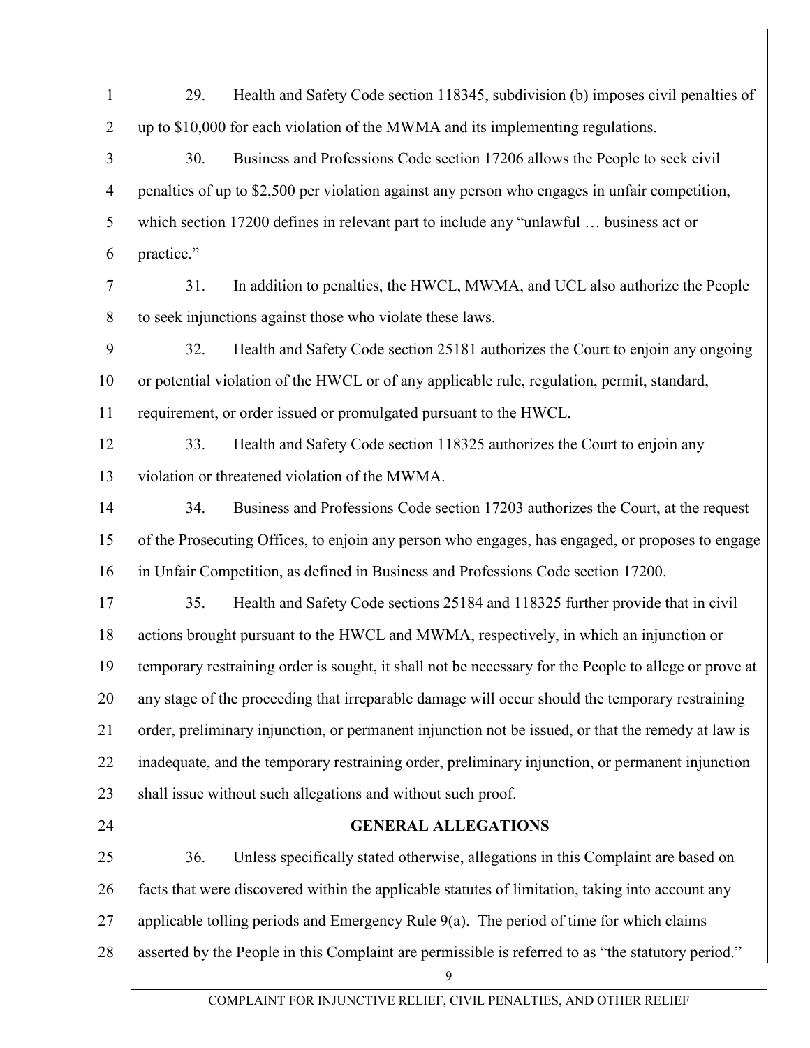29. Health and Safety Code section 118345, subdivision (b) imposes civil penalties of up to $10,000 for each violation of the MWMA and its implementing regulations.

30. Business and Professions Code section 17206 allows the People to seek civil penalties of up to $2,500 per violation against any person who engages in unfair competition, which section 17200 defines in relevant part to include any "unlawful … business act or practice."

31. In addition to penalties, the HWCL, MWMA, and UCL also authorize the People to seek injunctions against those who violate these laws.

32. Health and Safety Code section 25181 authorizes the Court to enjoin any ongoing or potential violation of the HWCL or of any applicable rule, regulation, permit, standard, requirement, or order issued or promulgated pursuant to the HWCL.

33. Health and Safety Code section 118325 authorizes the Court to enjoin any violation or threatened violation of the MWMA.

34. Business and Professions Code section 17203 authorizes the Court, at the request of the Prosecuting Offices, to enjoin any person who engages, has engaged, or proposes to engage in Unfair Competition, as defined in Business and Professions Code section 17200.

35. Health and Safety Code sections 25184 and 118325 further provide that in civil actions brought pursuant to the HWCL and MWMA, respectively, in which an injunction or temporary restraining order is sought, it shall not be necessary for the People to allege or prove at any stage of the proceeding that irreparable damage will occur should the temporary restraining order, preliminary injunction, or permanent injunction not be issued, or that the remedy at law is inadequate, and the temporary restraining order, preliminary injunction, or permanent injunction shall issue without such allegations and without such proof.

## GENERAL ALLEGATIONS

36. Unless specifically stated otherwise, allegations in this Complaint are based on facts that were discovered within the applicable statutes of limitation, taking into account any applicable tolling periods and Emergency Rule 9(a). The period of time for which claims asserted by the People in this Complaint are permissible is referred to as "the statutory period."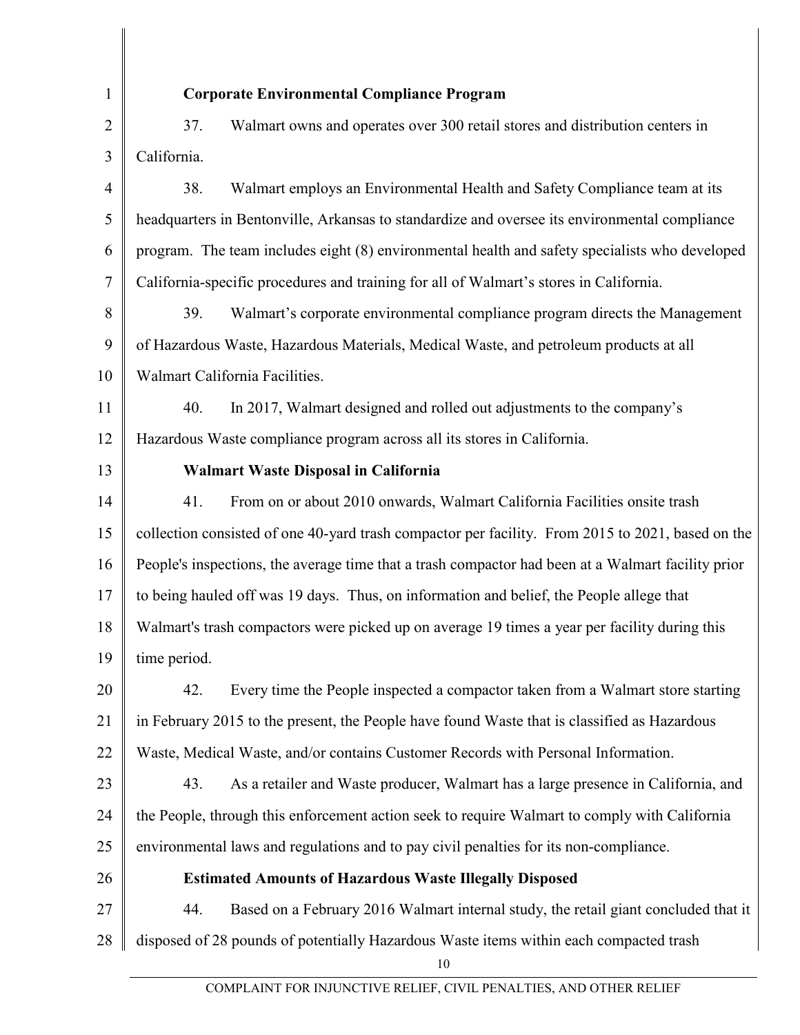**Corporate Environmental Compliance Program**

37. Walmart owns and operates over 300 retail stores and distribution centers in California.

38. Walmart employs an Environmental Health and Safety Compliance team at its headquarters in Bentonville, Arkansas to standardize and oversee its environmental compliance program. The team includes eight (8) environmental health and safety specialists who developed California-specific procedures and training for all of Walmart's stores in California.

39. Walmart's corporate environmental compliance program directs the Management of Hazardous Waste, Hazardous Materials, Medical Waste, and petroleum products at all Walmart California Facilities.

40. In 2017, Walmart designed and rolled out adjustments to the company's Hazardous Waste compliance program across all its stores in California.

**Walmart Waste Disposal in California**

41. From on or about 2010 onwards, Walmart California Facilities onsite trash collection consisted of one 40-yard trash compactor per facility. From 2015 to 2021, based on the People's inspections, the average time that a trash compactor had been at a Walmart facility prior to being hauled off was 19 days. Thus, on information and belief, the People allege that Walmart's trash compactors were picked up on average 19 times a year per facility during this time period.

42. Every time the People inspected a compactor taken from a Walmart store starting in February 2015 to the present, the People have found Waste that is classified as Hazardous Waste, Medical Waste, and/or contains Customer Records with Personal Information.

43. As a retailer and Waste producer, Walmart has a large presence in California, and the People, through this enforcement action seek to require Walmart to comply with California environmental laws and regulations and to pay civil penalties for its non-compliance.

**Estimated Amounts of Hazardous Waste Illegally Disposed**

44. Based on a February 2016 Walmart internal study, the retail giant concluded that it disposed of 28 pounds of potentially Hazardous Waste items within each compacted trash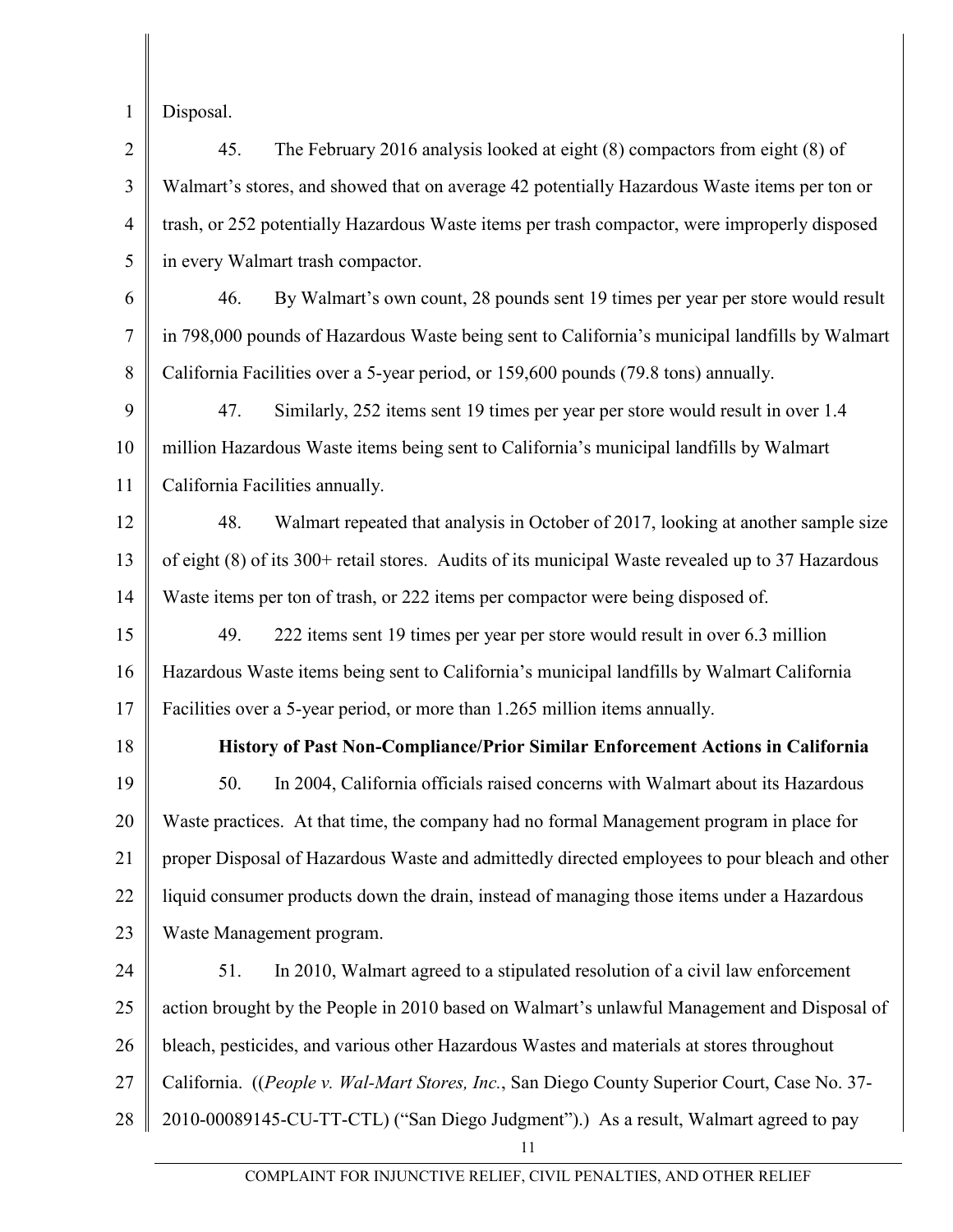Disposal.

45. The February 2016 analysis looked at eight (8) compactors from eight (8) of Walmart's stores, and showed that on average 42 potentially Hazardous Waste items per ton or trash, or 252 potentially Hazardous Waste items per trash compactor, were improperly disposed in every Walmart trash compactor.

46. By Walmart's own count, 28 pounds sent 19 times per year per store would result in 798,000 pounds of Hazardous Waste being sent to California's municipal landfills by Walmart California Facilities over a 5-year period, or 159,600 pounds (79.8 tons) annually.

47. Similarly, 252 items sent 19 times per year per store would result in over 1.4 million Hazardous Waste items being sent to California's municipal landfills by Walmart California Facilities annually.

48. Walmart repeated that analysis in October of 2017, looking at another sample size of eight (8) of its 300+ retail stores. Audits of its municipal Waste revealed up to 37 Hazardous Waste items per ton of trash, or 222 items per compactor were being disposed of.

49. 222 items sent 19 times per year per store would result in over 6.3 million Hazardous Waste items being sent to California's municipal landfills by Walmart California Facilities over a 5-year period, or more than 1.265 million items annually.

**History of Past Non-Compliance/Prior Similar Enforcement Actions in California**

50. In 2004, California officials raised concerns with Walmart about its Hazardous Waste practices. At that time, the company had no formal Management program in place for proper Disposal of Hazardous Waste and admittedly directed employees to pour bleach and other liquid consumer products down the drain, instead of managing those items under a Hazardous Waste Management program.

51. In 2010, Walmart agreed to a stipulated resolution of a civil law enforcement action brought by the People in 2010 based on Walmart's unlawful Management and Disposal of bleach, pesticides, and various other Hazardous Wastes and materials at stores throughout California. ((*People v. Wal-Mart Stores, Inc.*, San Diego County Superior Court, Case No. 37-2010-00089145-CU-TT-CTL) ("San Diego Judgment").) As a result, Walmart agreed to pay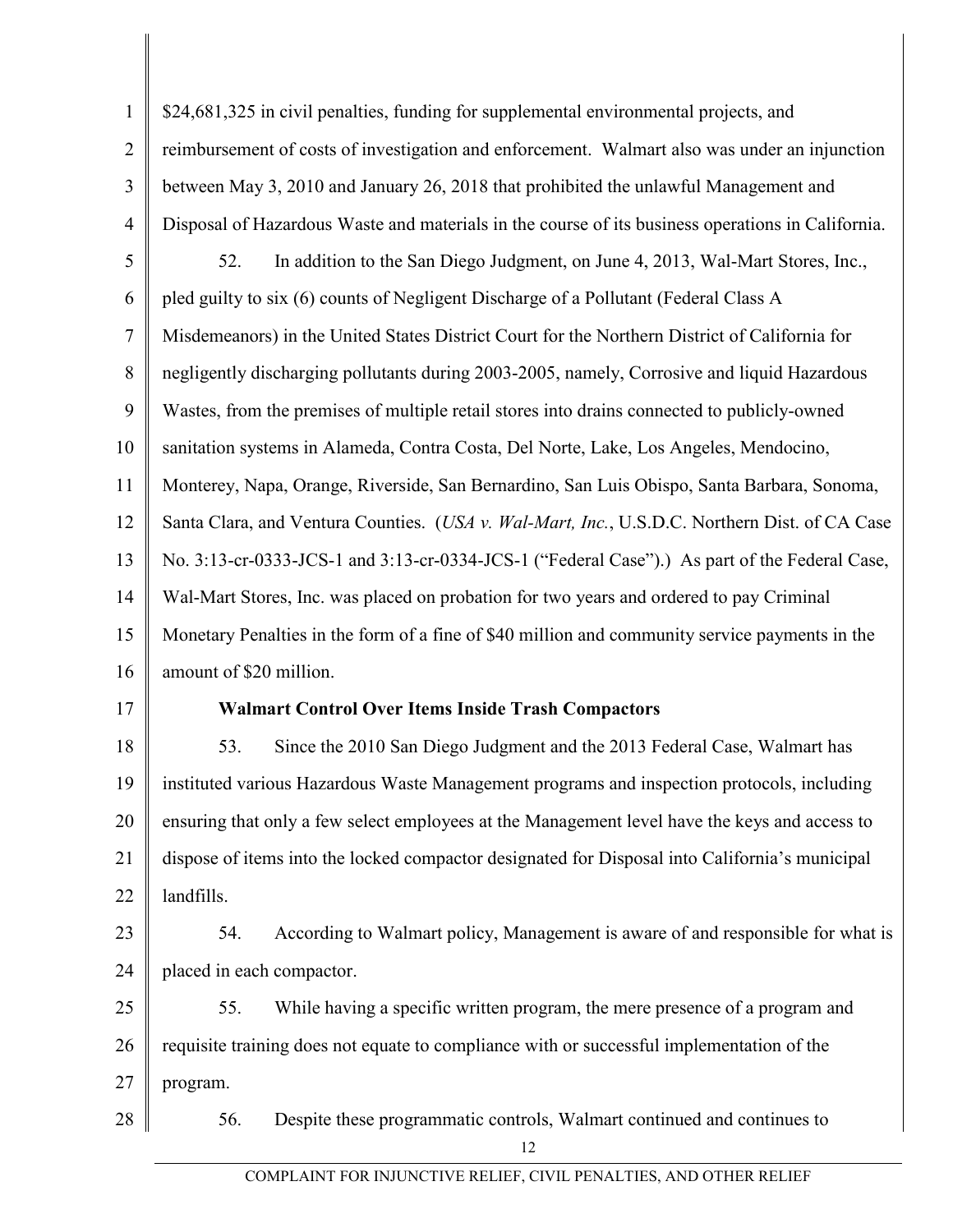$24,681,325 in civil penalties, funding for supplemental environmental projects, and reimbursement of costs of investigation and enforcement. Walmart also was under an injunction between May 3, 2010 and January 26, 2018 that prohibited the unlawful Management and Disposal of Hazardous Waste and materials in the course of its business operations in California.

52. In addition to the San Diego Judgment, on June 4, 2013, Wal-Mart Stores, Inc., pled guilty to six (6) counts of Negligent Discharge of a Pollutant (Federal Class A Misdemeanors) in the United States District Court for the Northern District of California for negligently discharging pollutants during 2003-2005, namely, Corrosive and liquid Hazardous Wastes, from the premises of multiple retail stores into drains connected to publicly-owned sanitation systems in Alameda, Contra Costa, Del Norte, Lake, Los Angeles, Mendocino, Monterey, Napa, Orange, Riverside, San Bernardino, San Luis Obispo, Santa Barbara, Sonoma, Santa Clara, and Ventura Counties. (*USA v. Wal-Mart, Inc.*, U.S.D.C. Northern Dist. of CA Case No. 3:13-cr-0333-JCS-1 and 3:13-cr-0334-JCS-1 ("Federal Case").) As part of the Federal Case, Wal-Mart Stores, Inc. was placed on probation for two years and ordered to pay Criminal Monetary Penalties in the form of a fine of $40 million and community service payments in the amount of $20 million.

**Walmart Control Over Items Inside Trash Compactors**

53. Since the 2010 San Diego Judgment and the 2013 Federal Case, Walmart has instituted various Hazardous Waste Management programs and inspection protocols, including ensuring that only a few select employees at the Management level have the keys and access to dispose of items into the locked compactor designated for Disposal into California's municipal landfills.

54. According to Walmart policy, Management is aware of and responsible for what is placed in each compactor.

55. While having a specific written program, the mere presence of a program and requisite training does not equate to compliance with or successful implementation of the program.

56. Despite these programmatic controls, Walmart continued and continues to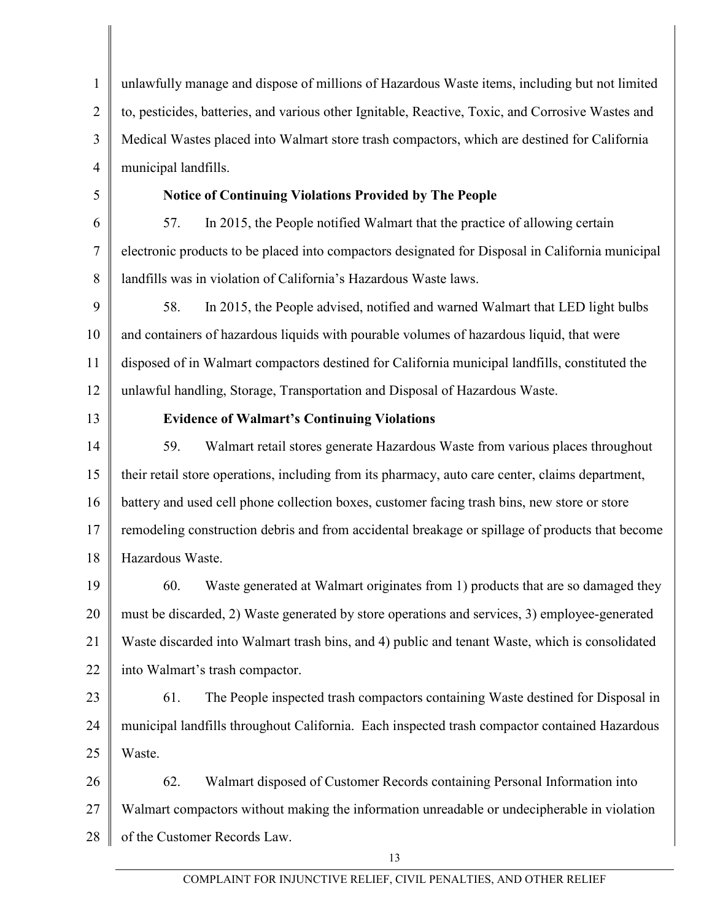unlawfully manage and dispose of millions of Hazardous Waste items, including but not limited to, pesticides, batteries, and various other Ignitable, Reactive, Toxic, and Corrosive Wastes and Medical Wastes placed into Walmart store trash compactors, which are destined for California municipal landfills.

**Notice of Continuing Violations Provided by The People**

57. In 2015, the People notified Walmart that the practice of allowing certain electronic products to be placed into compactors designated for Disposal in California municipal landfills was in violation of California's Hazardous Waste laws.

58. In 2015, the People advised, notified and warned Walmart that LED light bulbs and containers of hazardous liquids with pourable volumes of hazardous liquid, that were disposed of in Walmart compactors destined for California municipal landfills, constituted the unlawful handling, Storage, Transportation and Disposal of Hazardous Waste.

**Evidence of Walmart's Continuing Violations**

59. Walmart retail stores generate Hazardous Waste from various places throughout their retail store operations, including from its pharmacy, auto care center, claims department, battery and used cell phone collection boxes, customer facing trash bins, new store or store remodeling construction debris and from accidental breakage or spillage of products that become Hazardous Waste.

60. Waste generated at Walmart originates from 1) products that are so damaged they must be discarded, 2) Waste generated by store operations and services, 3) employee-generated Waste discarded into Walmart trash bins, and 4) public and tenant Waste, which is consolidated into Walmart's trash compactor.

61. The People inspected trash compactors containing Waste destined for Disposal in municipal landfills throughout California. Each inspected trash compactor contained Hazardous Waste.

62. Walmart disposed of Customer Records containing Personal Information into Walmart compactors without making the information unreadable or undecipherable in violation of the Customer Records Law.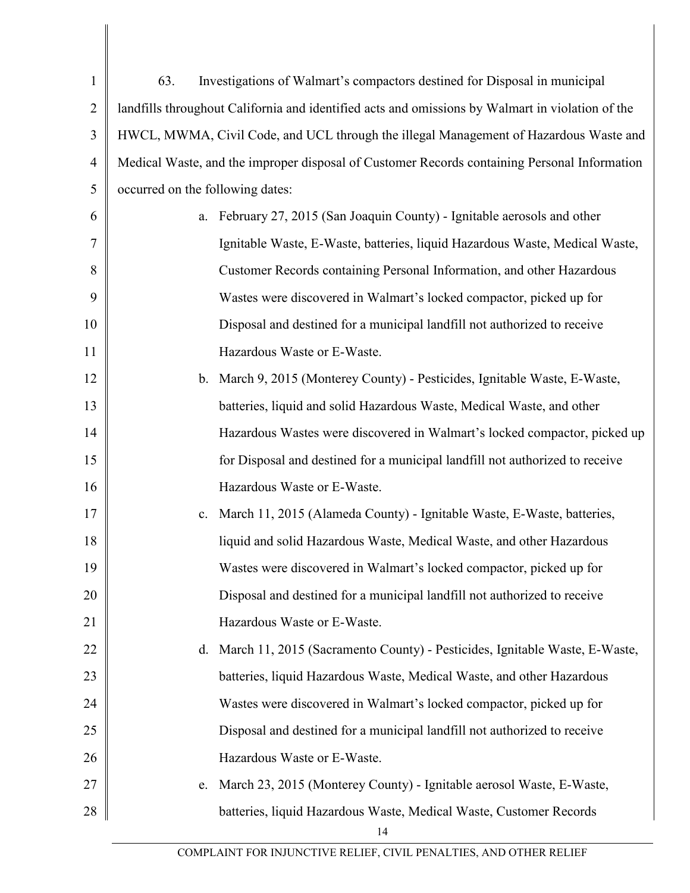63. Investigations of Walmart's compactors destined for Disposal in municipal landfills throughout California and identified acts and omissions by Walmart in violation of the HWCL, MWMA, Civil Code, and UCL through the illegal Management of Hazardous Waste and Medical Waste, and the improper disposal of Customer Records containing Personal Information occurred on the following dates:

a. February 27, 2015 (San Joaquin County) - Ignitable aerosols and other Ignitable Waste, E-Waste, batteries, liquid Hazardous Waste, Medical Waste, Customer Records containing Personal Information, and other Hazardous Wastes were discovered in Walmart's locked compactor, picked up for Disposal and destined for a municipal landfill not authorized to receive Hazardous Waste or E-Waste.

b. March 9, 2015 (Monterey County) - Pesticides, Ignitable Waste, E-Waste, batteries, liquid and solid Hazardous Waste, Medical Waste, and other Hazardous Wastes were discovered in Walmart's locked compactor, picked up for Disposal and destined for a municipal landfill not authorized to receive Hazardous Waste or E-Waste.

c. March 11, 2015 (Alameda County) - Ignitable Waste, E-Waste, batteries, liquid and solid Hazardous Waste, Medical Waste, and other Hazardous Wastes were discovered in Walmart's locked compactor, picked up for Disposal and destined for a municipal landfill not authorized to receive Hazardous Waste or E-Waste.

d. March 11, 2015 (Sacramento County) - Pesticides, Ignitable Waste, E-Waste, batteries, liquid Hazardous Waste, Medical Waste, and other Hazardous Wastes were discovered in Walmart's locked compactor, picked up for Disposal and destined for a municipal landfill not authorized to receive Hazardous Waste or E-Waste.

e. March 23, 2015 (Monterey County) - Ignitable aerosol Waste, E-Waste, batteries, liquid Hazardous Waste, Medical Waste, Customer Records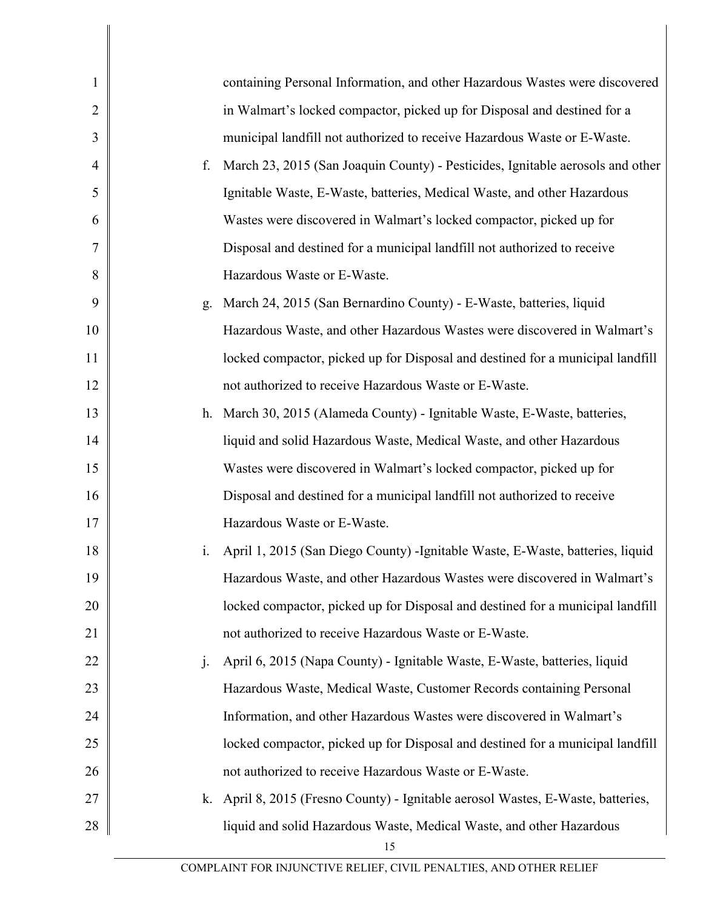containing Personal Information, and other Hazardous Wastes were discovered in Walmart's locked compactor, picked up for Disposal and destined for a municipal landfill not authorized to receive Hazardous Waste or E-Waste.

f. March 23, 2015 (San Joaquin County) - Pesticides, Ignitable aerosols and other Ignitable Waste, E-Waste, batteries, Medical Waste, and other Hazardous Wastes were discovered in Walmart's locked compactor, picked up for Disposal and destined for a municipal landfill not authorized to receive Hazardous Waste or E-Waste.

g. March 24, 2015 (San Bernardino County) - E-Waste, batteries, liquid Hazardous Waste, and other Hazardous Wastes were discovered in Walmart's locked compactor, picked up for Disposal and destined for a municipal landfill not authorized to receive Hazardous Waste or E-Waste.

h. March 30, 2015 (Alameda County) - Ignitable Waste, E-Waste, batteries, liquid and solid Hazardous Waste, Medical Waste, and other Hazardous Wastes were discovered in Walmart's locked compactor, picked up for Disposal and destined for a municipal landfill not authorized to receive Hazardous Waste or E-Waste.

i. April 1, 2015 (San Diego County) -Ignitable Waste, E-Waste, batteries, liquid Hazardous Waste, and other Hazardous Wastes were discovered in Walmart's locked compactor, picked up for Disposal and destined for a municipal landfill not authorized to receive Hazardous Waste or E-Waste.

j. April 6, 2015 (Napa County) - Ignitable Waste, E-Waste, batteries, liquid Hazardous Waste, Medical Waste, Customer Records containing Personal Information, and other Hazardous Wastes were discovered in Walmart's locked compactor, picked up for Disposal and destined for a municipal landfill not authorized to receive Hazardous Waste or E-Waste.

k. April 8, 2015 (Fresno County) - Ignitable aerosol Wastes, E-Waste, batteries, liquid and solid Hazardous Waste, Medical Waste, and other Hazardous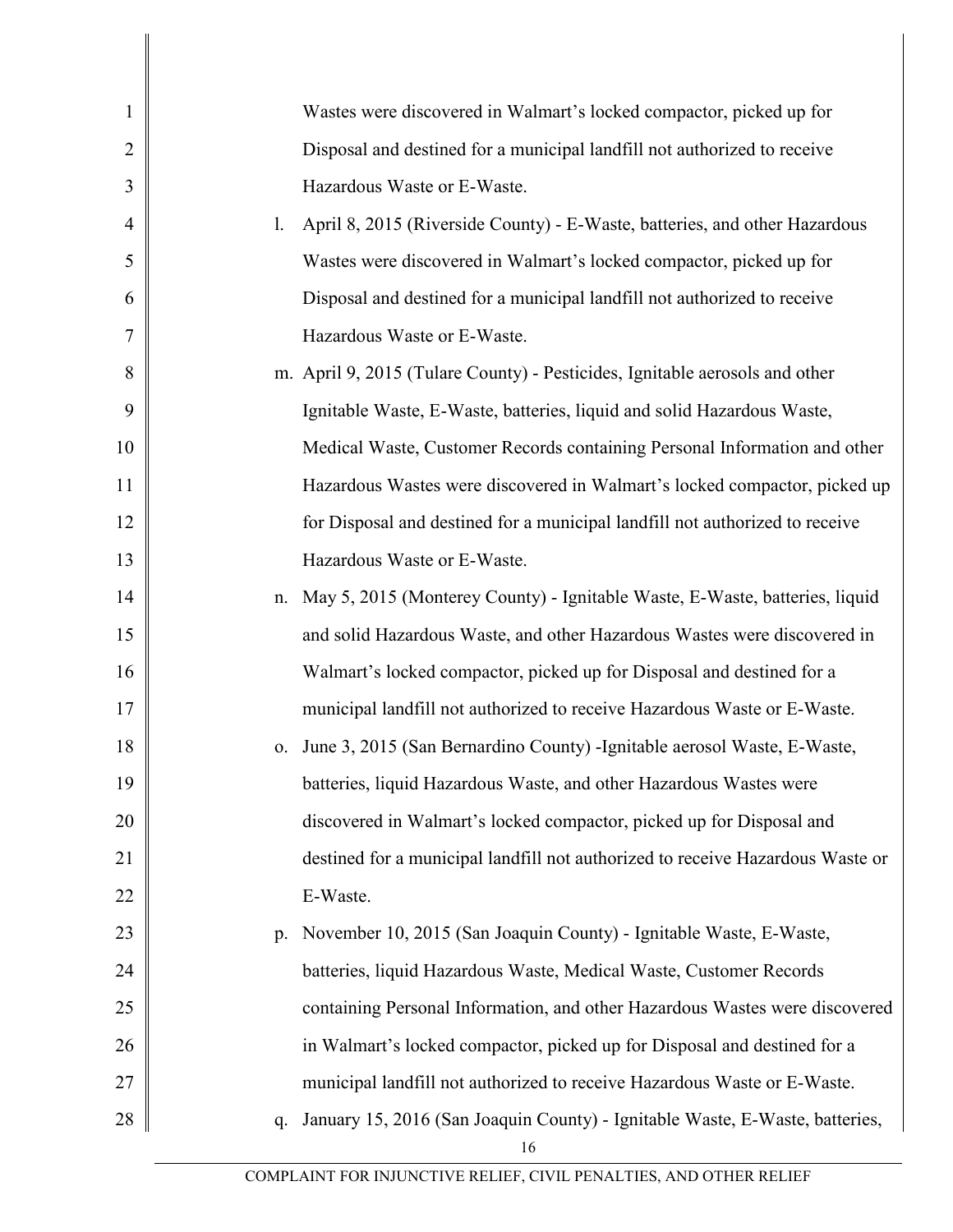Wastes were discovered in Walmart's locked compactor, picked up for Disposal and destined for a municipal landfill not authorized to receive Hazardous Waste or E-Waste.

l. April 8, 2015 (Riverside County) - E-Waste, batteries, and other Hazardous Wastes were discovered in Walmart's locked compactor, picked up for Disposal and destined for a municipal landfill not authorized to receive Hazardous Waste or E-Waste.

m. April 9, 2015 (Tulare County) - Pesticides, Ignitable aerosols and other Ignitable Waste, E-Waste, batteries, liquid and solid Hazardous Waste, Medical Waste, Customer Records containing Personal Information and other Hazardous Wastes were discovered in Walmart's locked compactor, picked up for Disposal and destined for a municipal landfill not authorized to receive Hazardous Waste or E-Waste.

n. May 5, 2015 (Monterey County) - Ignitable Waste, E-Waste, batteries, liquid and solid Hazardous Waste, and other Hazardous Wastes were discovered in Walmart's locked compactor, picked up for Disposal and destined for a municipal landfill not authorized to receive Hazardous Waste or E-Waste.

o. June 3, 2015 (San Bernardino County) -Ignitable aerosol Waste, E-Waste, batteries, liquid Hazardous Waste, and other Hazardous Wastes were discovered in Walmart's locked compactor, picked up for Disposal and destined for a municipal landfill not authorized to receive Hazardous Waste or E-Waste.

p. November 10, 2015 (San Joaquin County) - Ignitable Waste, E-Waste, batteries, liquid Hazardous Waste, Medical Waste, Customer Records containing Personal Information, and other Hazardous Wastes were discovered in Walmart's locked compactor, picked up for Disposal and destined for a municipal landfill not authorized to receive Hazardous Waste or E-Waste.

q. January 15, 2016 (San Joaquin County) - Ignitable Waste, E-Waste, batteries,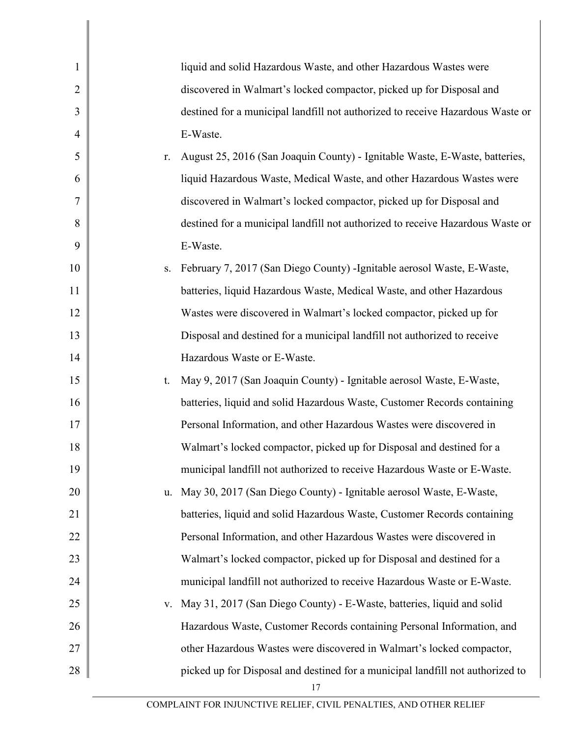liquid and solid Hazardous Waste, and other Hazardous Wastes were discovered in Walmart's locked compactor, picked up for Disposal and destined for a municipal landfill not authorized to receive Hazardous Waste or E-Waste.

r. August 25, 2016 (San Joaquin County) - Ignitable Waste, E-Waste, batteries, liquid Hazardous Waste, Medical Waste, and other Hazardous Wastes were discovered in Walmart's locked compactor, picked up for Disposal and destined for a municipal landfill not authorized to receive Hazardous Waste or E-Waste.

s. February 7, 2017 (San Diego County) -Ignitable aerosol Waste, E-Waste, batteries, liquid Hazardous Waste, Medical Waste, and other Hazardous Wastes were discovered in Walmart's locked compactor, picked up for Disposal and destined for a municipal landfill not authorized to receive Hazardous Waste or E-Waste.

t. May 9, 2017 (San Joaquin County) - Ignitable aerosol Waste, E-Waste, batteries, liquid and solid Hazardous Waste, Customer Records containing Personal Information, and other Hazardous Wastes were discovered in Walmart's locked compactor, picked up for Disposal and destined for a municipal landfill not authorized to receive Hazardous Waste or E-Waste.

u. May 30, 2017 (San Diego County) - Ignitable aerosol Waste, E-Waste, batteries, liquid and solid Hazardous Waste, Customer Records containing Personal Information, and other Hazardous Wastes were discovered in Walmart's locked compactor, picked up for Disposal and destined for a municipal landfill not authorized to receive Hazardous Waste or E-Waste.

v. May 31, 2017 (San Diego County) - E-Waste, batteries, liquid and solid Hazardous Waste, Customer Records containing Personal Information, and other Hazardous Wastes were discovered in Walmart's locked compactor, picked up for Disposal and destined for a municipal landfill not authorized to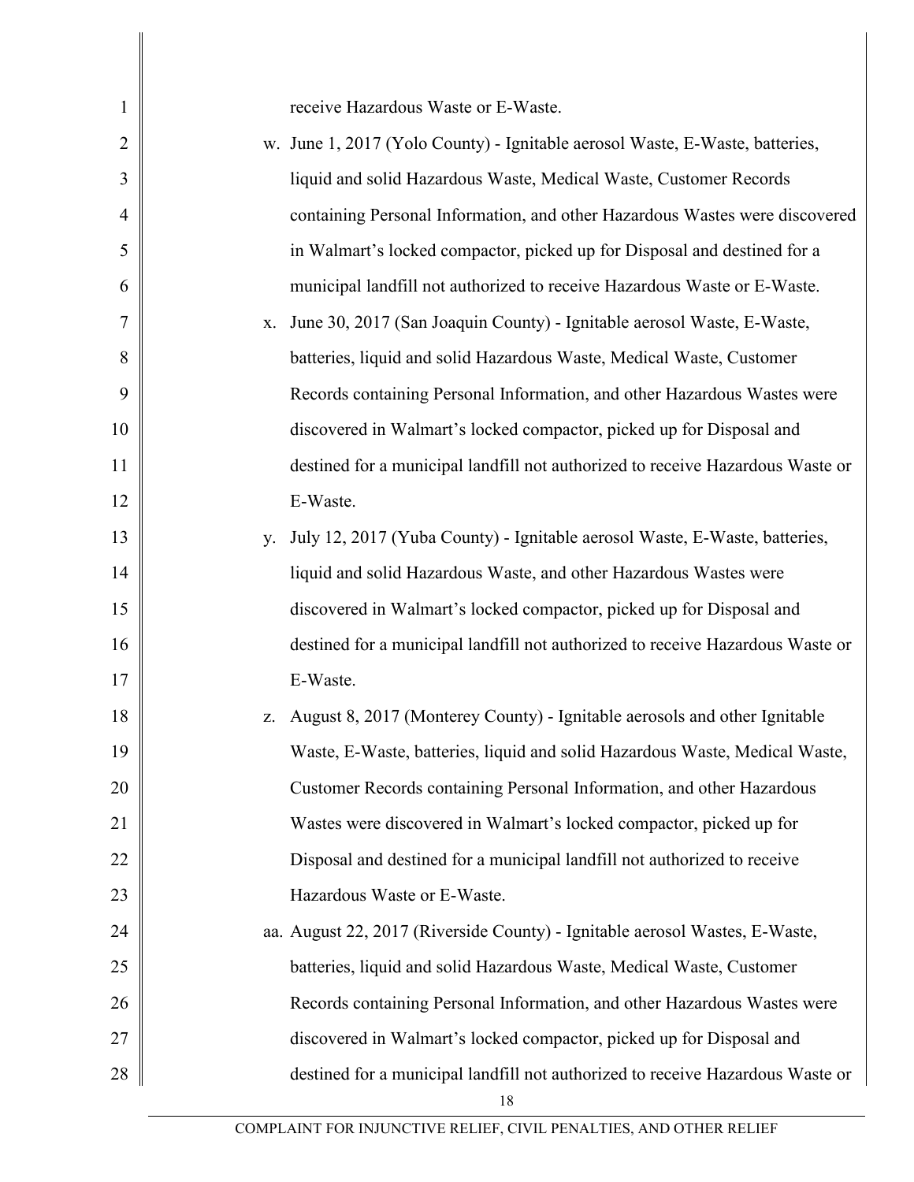receive Hazardous Waste or E-Waste.

w. June 1, 2017 (Yolo County) - Ignitable aerosol Waste, E-Waste, batteries, liquid and solid Hazardous Waste, Medical Waste, Customer Records containing Personal Information, and other Hazardous Wastes were discovered in Walmart's locked compactor, picked up for Disposal and destined for a municipal landfill not authorized to receive Hazardous Waste or E-Waste.

x. June 30, 2017 (San Joaquin County) - Ignitable aerosol Waste, E-Waste, batteries, liquid and solid Hazardous Waste, Medical Waste, Customer Records containing Personal Information, and other Hazardous Wastes were discovered in Walmart's locked compactor, picked up for Disposal and destined for a municipal landfill not authorized to receive Hazardous Waste or E-Waste.

y. July 12, 2017 (Yuba County) - Ignitable aerosol Waste, E-Waste, batteries, liquid and solid Hazardous Waste, and other Hazardous Wastes were discovered in Walmart's locked compactor, picked up for Disposal and destined for a municipal landfill not authorized to receive Hazardous Waste or E-Waste.

z. August 8, 2017 (Monterey County) - Ignitable aerosols and other Ignitable Waste, E-Waste, batteries, liquid and solid Hazardous Waste, Medical Waste, Customer Records containing Personal Information, and other Hazardous Wastes were discovered in Walmart's locked compactor, picked up for Disposal and destined for a municipal landfill not authorized to receive Hazardous Waste or E-Waste.

aa. August 22, 2017 (Riverside County) - Ignitable aerosol Wastes, E-Waste, batteries, liquid and solid Hazardous Waste, Medical Waste, Customer Records containing Personal Information, and other Hazardous Wastes were discovered in Walmart's locked compactor, picked up for Disposal and destined for a municipal landfill not authorized to receive Hazardous Waste or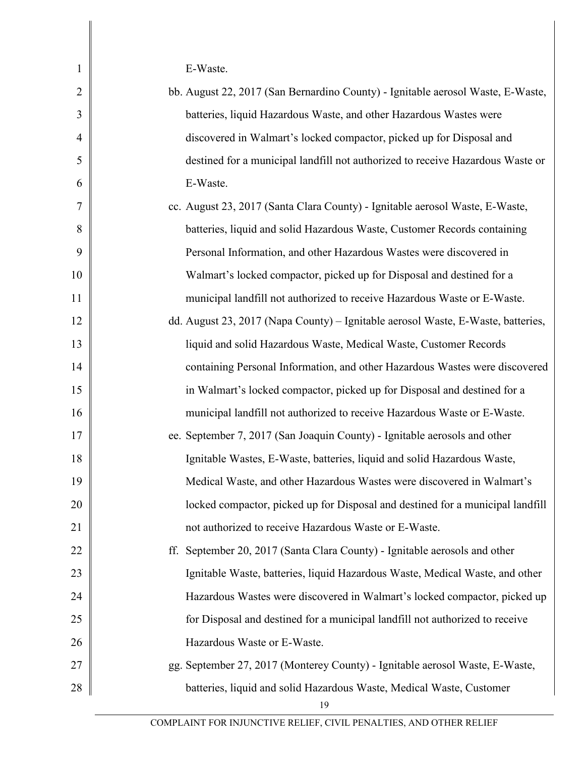E-Waste.

bb. August 22, 2017 (San Bernardino County) - Ignitable aerosol Waste, E-Waste, batteries, liquid Hazardous Waste, and other Hazardous Wastes were discovered in Walmart's locked compactor, picked up for Disposal and destined for a municipal landfill not authorized to receive Hazardous Waste or E-Waste.

cc. August 23, 2017 (Santa Clara County) - Ignitable aerosol Waste, E-Waste, batteries, liquid and solid Hazardous Waste, Customer Records containing Personal Information, and other Hazardous Wastes were discovered in Walmart's locked compactor, picked up for Disposal and destined for a municipal landfill not authorized to receive Hazardous Waste or E-Waste.

dd. August 23, 2017 (Napa County) – Ignitable aerosol Waste, E-Waste, batteries, liquid and solid Hazardous Waste, Medical Waste, Customer Records containing Personal Information, and other Hazardous Wastes were discovered in Walmart's locked compactor, picked up for Disposal and destined for a municipal landfill not authorized to receive Hazardous Waste or E-Waste.

ee. September 7, 2017 (San Joaquin County) - Ignitable aerosols and other Ignitable Wastes, E-Waste, batteries, liquid and solid Hazardous Waste, Medical Waste, and other Hazardous Wastes were discovered in Walmart's locked compactor, picked up for Disposal and destined for a municipal landfill not authorized to receive Hazardous Waste or E-Waste.

ff. September 20, 2017 (Santa Clara County) - Ignitable aerosols and other Ignitable Waste, batteries, liquid Hazardous Waste, Medical Waste, and other Hazardous Wastes were discovered in Walmart's locked compactor, picked up for Disposal and destined for a municipal landfill not authorized to receive Hazardous Waste or E-Waste.

gg. September 27, 2017 (Monterey County) - Ignitable aerosol Waste, E-Waste, batteries, liquid and solid Hazardous Waste, Medical Waste, Customer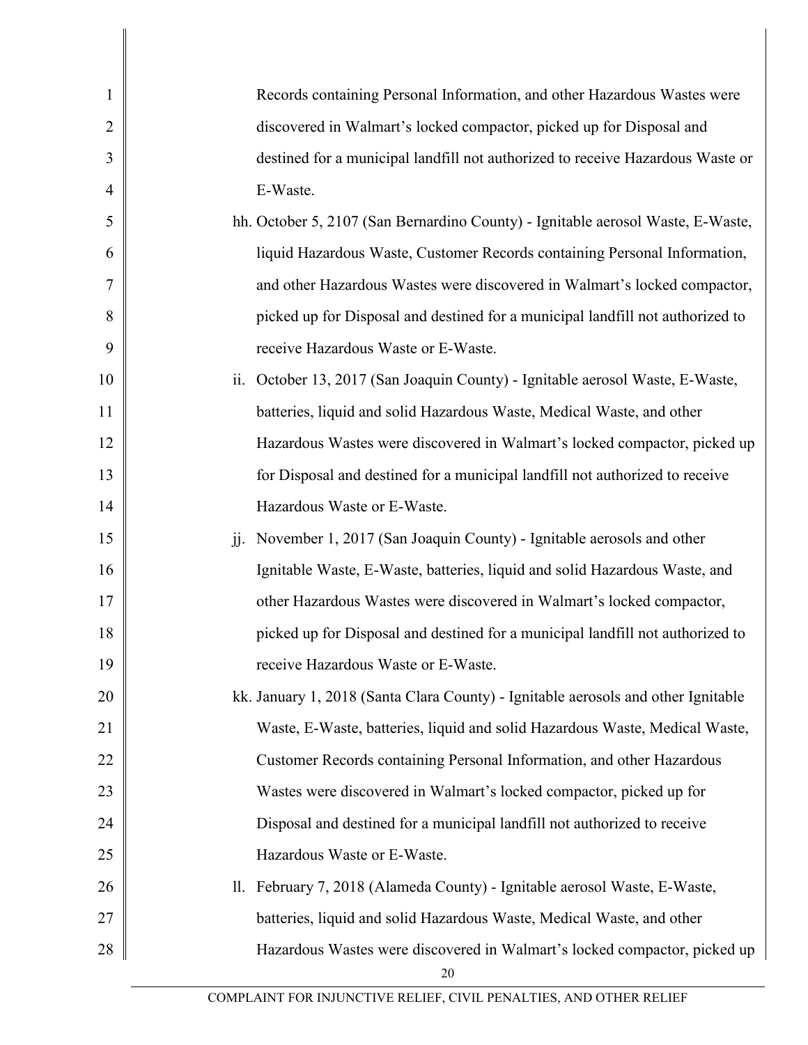Records containing Personal Information, and other Hazardous Wastes were discovered in Walmart's locked compactor, picked up for Disposal and destined for a municipal landfill not authorized to receive Hazardous Waste or E-Waste.

hh. October 5, 2107 (San Bernardino County) - Ignitable aerosol Waste, E-Waste, liquid Hazardous Waste, Customer Records containing Personal Information, and other Hazardous Wastes were discovered in Walmart's locked compactor, picked up for Disposal and destined for a municipal landfill not authorized to receive Hazardous Waste or E-Waste.

ii. October 13, 2017 (San Joaquin County) - Ignitable aerosol Waste, E-Waste, batteries, liquid and solid Hazardous Waste, Medical Waste, and other Hazardous Wastes were discovered in Walmart's locked compactor, picked up for Disposal and destined for a municipal landfill not authorized to receive Hazardous Waste or E-Waste.

jj. November 1, 2017 (San Joaquin County) - Ignitable aerosols and other Ignitable Waste, E-Waste, batteries, liquid and solid Hazardous Waste, and other Hazardous Wastes were discovered in Walmart's locked compactor, picked up for Disposal and destined for a municipal landfill not authorized to receive Hazardous Waste or E-Waste.

kk. January 1, 2018 (Santa Clara County) - Ignitable aerosols and other Ignitable Waste, E-Waste, batteries, liquid and solid Hazardous Waste, Medical Waste, Customer Records containing Personal Information, and other Hazardous Wastes were discovered in Walmart's locked compactor, picked up for Disposal and destined for a municipal landfill not authorized to receive Hazardous Waste or E-Waste.

ll. February 7, 2018 (Alameda County) - Ignitable aerosol Waste, E-Waste, batteries, liquid and solid Hazardous Waste, Medical Waste, and other Hazardous Wastes were discovered in Walmart's locked compactor, picked up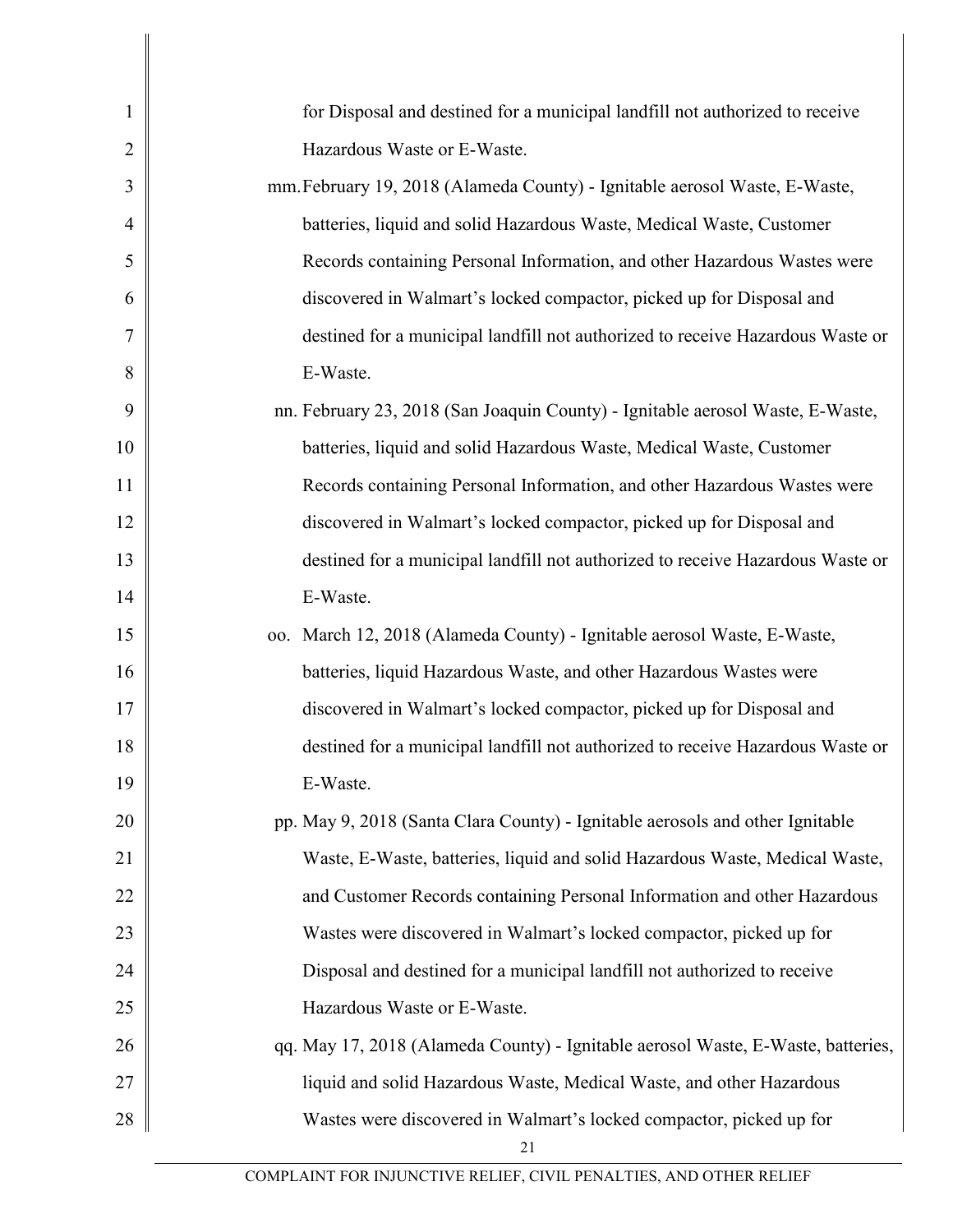for Disposal and destined for a municipal landfill not authorized to receive Hazardous Waste or E-Waste.

mm. February 19, 2018 (Alameda County) - Ignitable aerosol Waste, E-Waste, batteries, liquid and solid Hazardous Waste, Medical Waste, Customer Records containing Personal Information, and other Hazardous Wastes were discovered in Walmart's locked compactor, picked up for Disposal and destined for a municipal landfill not authorized to receive Hazardous Waste or E-Waste.

nn. February 23, 2018 (San Joaquin County) - Ignitable aerosol Waste, E-Waste, batteries, liquid and solid Hazardous Waste, Medical Waste, Customer Records containing Personal Information, and other Hazardous Wastes were discovered in Walmart's locked compactor, picked up for Disposal and destined for a municipal landfill not authorized to receive Hazardous Waste or E-Waste.

oo. March 12, 2018 (Alameda County) - Ignitable aerosol Waste, E-Waste, batteries, liquid Hazardous Waste, and other Hazardous Wastes were discovered in Walmart's locked compactor, picked up for Disposal and destined for a municipal landfill not authorized to receive Hazardous Waste or E-Waste.

pp. May 9, 2018 (Santa Clara County) - Ignitable aerosols and other Ignitable Waste, E-Waste, batteries, liquid and solid Hazardous Waste, Medical Waste, and Customer Records containing Personal Information and other Hazardous Wastes were discovered in Walmart's locked compactor, picked up for Disposal and destined for a municipal landfill not authorized to receive Hazardous Waste or E-Waste.

qq. May 17, 2018 (Alameda County) - Ignitable aerosol Waste, E-Waste, batteries, liquid and solid Hazardous Waste, Medical Waste, and other Hazardous Wastes were discovered in Walmart's locked compactor, picked up for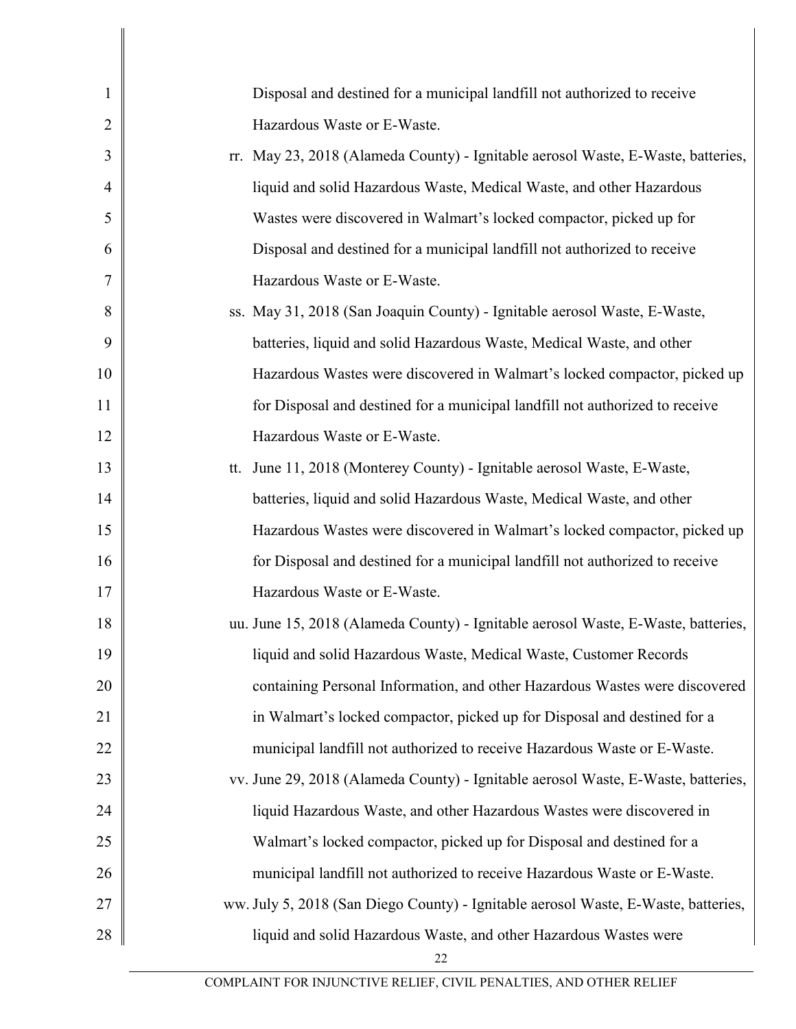Disposal and destined for a municipal landfill not authorized to receive Hazardous Waste or E-Waste.

rr. May 23, 2018 (Alameda County) - Ignitable aerosol Waste, E-Waste, batteries, liquid and solid Hazardous Waste, Medical Waste, and other Hazardous Wastes were discovered in Walmart's locked compactor, picked up for Disposal and destined for a municipal landfill not authorized to receive Hazardous Waste or E-Waste.

ss. May 31, 2018 (San Joaquin County) - Ignitable aerosol Waste, E-Waste, batteries, liquid and solid Hazardous Waste, Medical Waste, and other Hazardous Wastes were discovered in Walmart's locked compactor, picked up for Disposal and destined for a municipal landfill not authorized to receive Hazardous Waste or E-Waste.

tt. June 11, 2018 (Monterey County) - Ignitable aerosol Waste, E-Waste, batteries, liquid and solid Hazardous Waste, Medical Waste, and other Hazardous Wastes were discovered in Walmart's locked compactor, picked up for Disposal and destined for a municipal landfill not authorized to receive Hazardous Waste or E-Waste.

uu. June 15, 2018 (Alameda County) - Ignitable aerosol Waste, E-Waste, batteries, liquid and solid Hazardous Waste, Medical Waste, Customer Records containing Personal Information, and other Hazardous Wastes were discovered in Walmart's locked compactor, picked up for Disposal and destined for a municipal landfill not authorized to receive Hazardous Waste or E-Waste.

vv. June 29, 2018 (Alameda County) - Ignitable aerosol Waste, E-Waste, batteries, liquid Hazardous Waste, and other Hazardous Wastes were discovered in Walmart's locked compactor, picked up for Disposal and destined for a municipal landfill not authorized to receive Hazardous Waste or E-Waste.

ww. July 5, 2018 (San Diego County) - Ignitable aerosol Waste, E-Waste, batteries, liquid and solid Hazardous Waste, and other Hazardous Wastes were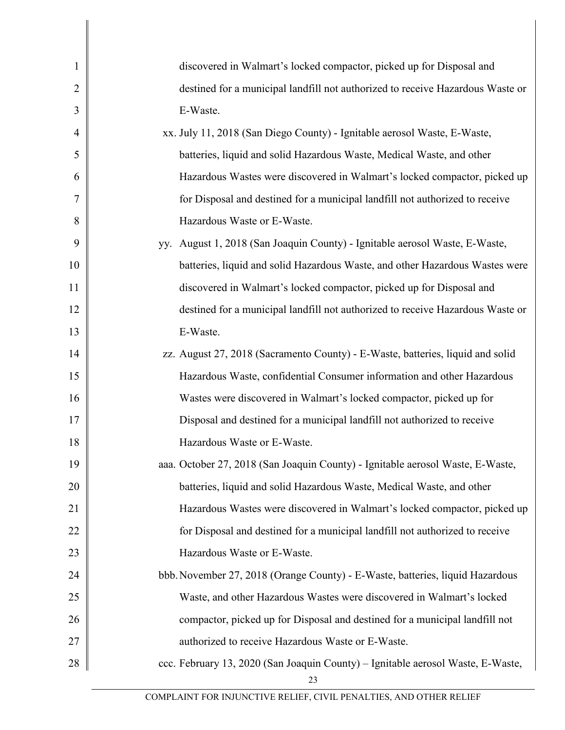discovered in Walmart's locked compactor, picked up for Disposal and destined for a municipal landfill not authorized to receive Hazardous Waste or E-Waste.

xx. July 11, 2018 (San Diego County) - Ignitable aerosol Waste, E-Waste, batteries, liquid and solid Hazardous Waste, Medical Waste, and other Hazardous Wastes were discovered in Walmart's locked compactor, picked up for Disposal and destined for a municipal landfill not authorized to receive Hazardous Waste or E-Waste.

yy. August 1, 2018 (San Joaquin County) - Ignitable aerosol Waste, E-Waste, batteries, liquid and solid Hazardous Waste, and other Hazardous Wastes were discovered in Walmart's locked compactor, picked up for Disposal and destined for a municipal landfill not authorized to receive Hazardous Waste or E-Waste.

zz. August 27, 2018 (Sacramento County) - E-Waste, batteries, liquid and solid Hazardous Waste, confidential Consumer information and other Hazardous Wastes were discovered in Walmart's locked compactor, picked up for Disposal and destined for a municipal landfill not authorized to receive Hazardous Waste or E-Waste.

aaa. October 27, 2018 (San Joaquin County) - Ignitable aerosol Waste, E-Waste, batteries, liquid and solid Hazardous Waste, Medical Waste, and other Hazardous Wastes were discovered in Walmart's locked compactor, picked up for Disposal and destined for a municipal landfill not authorized to receive Hazardous Waste or E-Waste.

bbb. November 27, 2018 (Orange County) - E-Waste, batteries, liquid Hazardous Waste, and other Hazardous Wastes were discovered in Walmart's locked compactor, picked up for Disposal and destined for a municipal landfill not authorized to receive Hazardous Waste or E-Waste.

ccc. February 13, 2020 (San Joaquin County) – Ignitable aerosol Waste, E-Waste,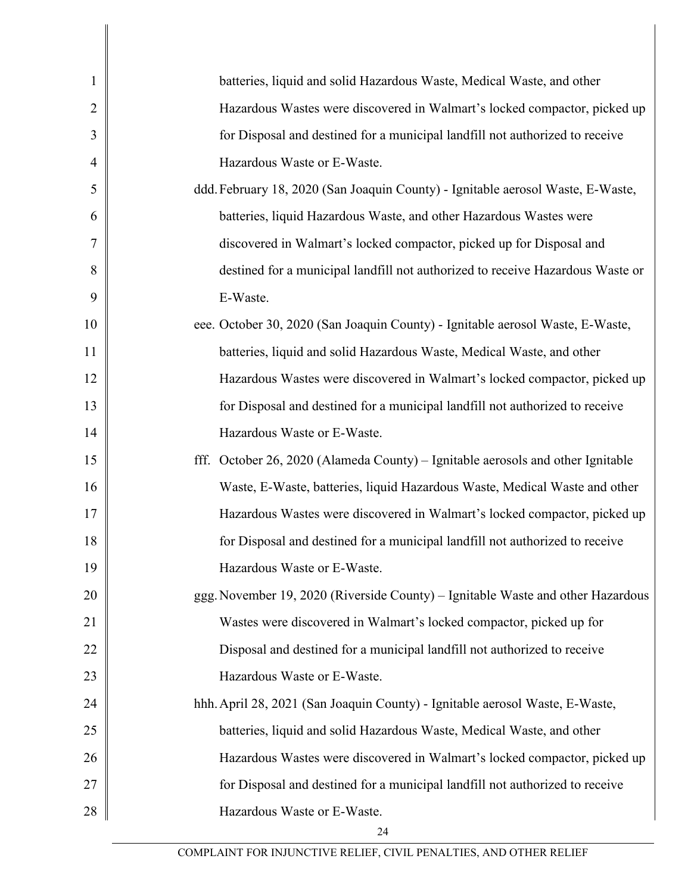batteries, liquid and solid Hazardous Waste, Medical Waste, and other Hazardous Wastes were discovered in Walmart's locked compactor, picked up for Disposal and destined for a municipal landfill not authorized to receive Hazardous Waste or E-Waste.

ddd. February 18, 2020 (San Joaquin County) - Ignitable aerosol Waste, E-Waste, batteries, liquid Hazardous Waste, and other Hazardous Wastes were discovered in Walmart's locked compactor, picked up for Disposal and destined for a municipal landfill not authorized to receive Hazardous Waste or E-Waste.

eee. October 30, 2020 (San Joaquin County) - Ignitable aerosol Waste, E-Waste, batteries, liquid and solid Hazardous Waste, Medical Waste, and other Hazardous Wastes were discovered in Walmart's locked compactor, picked up for Disposal and destined for a municipal landfill not authorized to receive Hazardous Waste or E-Waste.

fff. October 26, 2020 (Alameda County) – Ignitable aerosols and other Ignitable Waste, E-Waste, batteries, liquid Hazardous Waste, Medical Waste and other Hazardous Wastes were discovered in Walmart's locked compactor, picked up for Disposal and destined for a municipal landfill not authorized to receive Hazardous Waste or E-Waste.

ggg. November 19, 2020 (Riverside County) – Ignitable Waste and other Hazardous Wastes were discovered in Walmart's locked compactor, picked up for Disposal and destined for a municipal landfill not authorized to receive Hazardous Waste or E-Waste.

hhh. April 28, 2021 (San Joaquin County) - Ignitable aerosol Waste, E-Waste, batteries, liquid and solid Hazardous Waste, Medical Waste, and other Hazardous Wastes were discovered in Walmart's locked compactor, picked up for Disposal and destined for a municipal landfill not authorized to receive Hazardous Waste or E-Waste.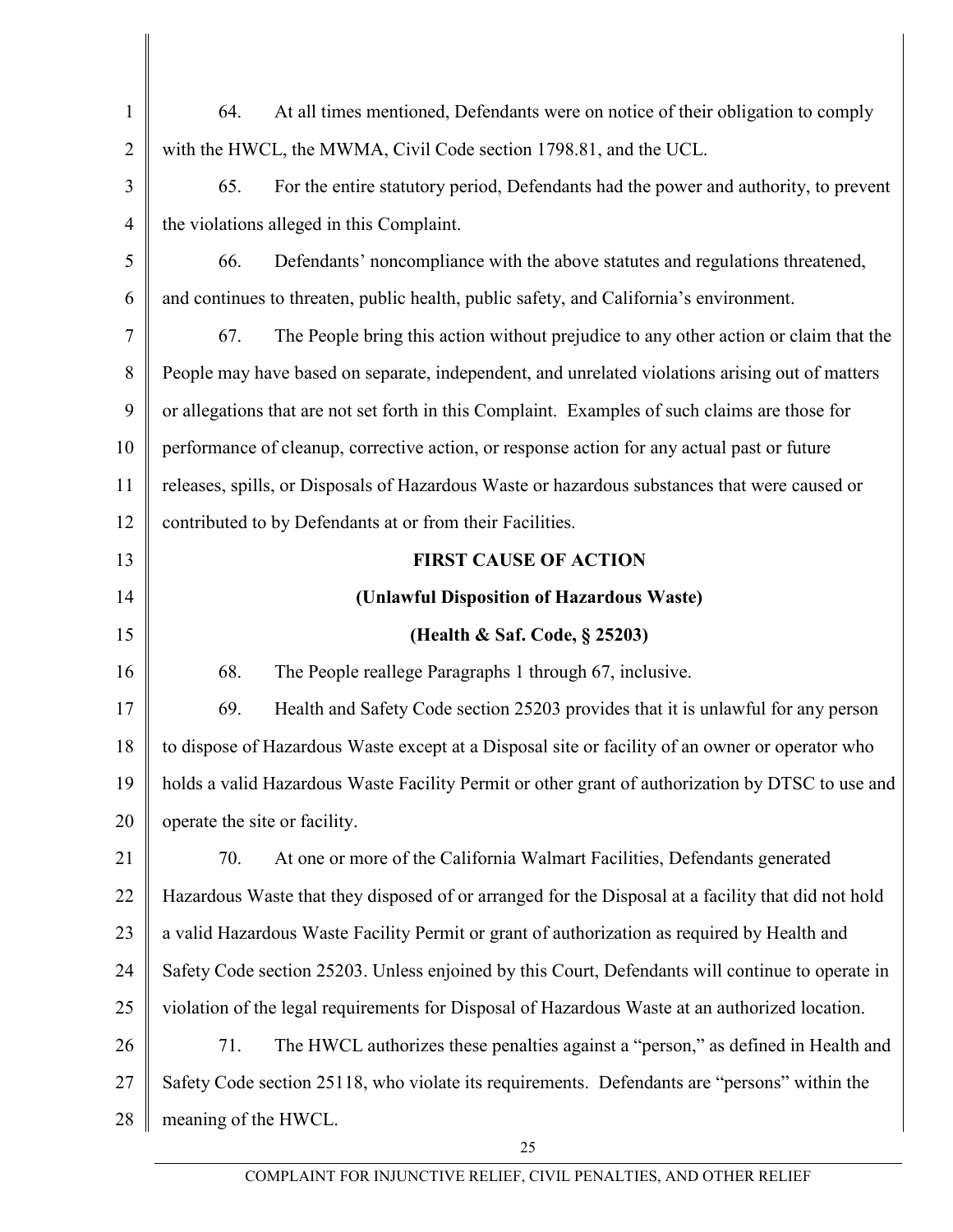64. At all times mentioned, Defendants were on notice of their obligation to comply with the HWCL, the MWMA, Civil Code section 1798.81, and the UCL.

65. For the entire statutory period, Defendants had the power and authority, to prevent the violations alleged in this Complaint.

66. Defendants' noncompliance with the above statutes and regulations threatened, and continues to threaten, public health, public safety, and California's environment.

67. The People bring this action without prejudice to any other action or claim that the People may have based on separate, independent, and unrelated violations arising out of matters or allegations that are not set forth in this Complaint. Examples of such claims are those for performance of cleanup, corrective action, or response action for any actual past or future releases, spills, or Disposals of Hazardous Waste or hazardous substances that were caused or contributed to by Defendants at or from their Facilities.

**FIRST CAUSE OF ACTION**

**(Unlawful Disposition of Hazardous Waste)**

**(Health & Saf. Code, § 25203)**

68. The People reallege Paragraphs 1 through 67, inclusive.

69. Health and Safety Code section 25203 provides that it is unlawful for any person to dispose of Hazardous Waste except at a Disposal site or facility of an owner or operator who holds a valid Hazardous Waste Facility Permit or other grant of authorization by DTSC to use and operate the site or facility.

70. At one or more of the California Walmart Facilities, Defendants generated Hazardous Waste that they disposed of or arranged for the Disposal at a facility that did not hold a valid Hazardous Waste Facility Permit or grant of authorization as required by Health and Safety Code section 25203. Unless enjoined by this Court, Defendants will continue to operate in violation of the legal requirements for Disposal of Hazardous Waste at an authorized location.

71. The HWCL authorizes these penalties against a "person," as defined in Health and Safety Code section 25118, who violate its requirements. Defendants are "persons" within the meaning of the HWCL.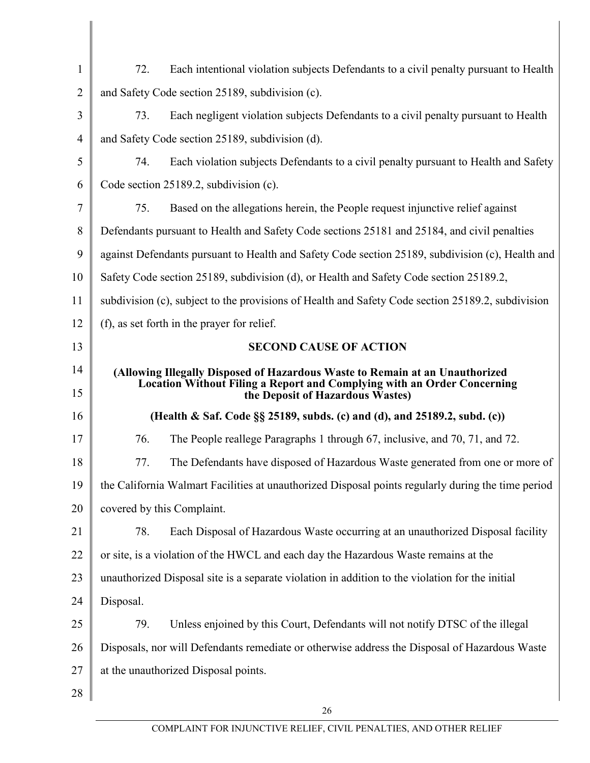72. Each intentional violation subjects Defendants to a civil penalty pursuant to Health and Safety Code section 25189, subdivision (c).

73. Each negligent violation subjects Defendants to a civil penalty pursuant to Health and Safety Code section 25189, subdivision (d).

74. Each violation subjects Defendants to a civil penalty pursuant to Health and Safety Code section 25189.2, subdivision (c).

75. Based on the allegations herein, the People request injunctive relief against Defendants pursuant to Health and Safety Code sections 25181 and 25184, and civil penalties against Defendants pursuant to Health and Safety Code section 25189, subdivision (c), Health and Safety Code section 25189, subdivision (d), or Health and Safety Code section 25189.2, subdivision (c), subject to the provisions of Health and Safety Code section 25189.2, subdivision (f), as set forth in the prayer for relief.

## SECOND CAUSE OF ACTION

**(Allowing Illegally Disposed of Hazardous Waste to Remain at an Unauthorized Location Without Filing a Report and Complying with an Order Concerning the Deposit of Hazardous Wastes)**

**(Health & Saf. Code §§ 25189, subds. (c) and (d), and 25189.2, subd. (c))**

76. The People reallege Paragraphs 1 through 67, inclusive, and 70, 71, and 72.

77. The Defendants have disposed of Hazardous Waste generated from one or more of the California Walmart Facilities at unauthorized Disposal points regularly during the time period covered by this Complaint.

78. Each Disposal of Hazardous Waste occurring at an unauthorized Disposal facility or site, is a violation of the HWCL and each day the Hazardous Waste remains at the unauthorized Disposal site is a separate violation in addition to the violation for the initial Disposal.

79. Unless enjoined by this Court, Defendants will not notify DTSC of the illegal Disposals, nor will Defendants remediate or otherwise address the Disposal of Hazardous Waste at the unauthorized Disposal points.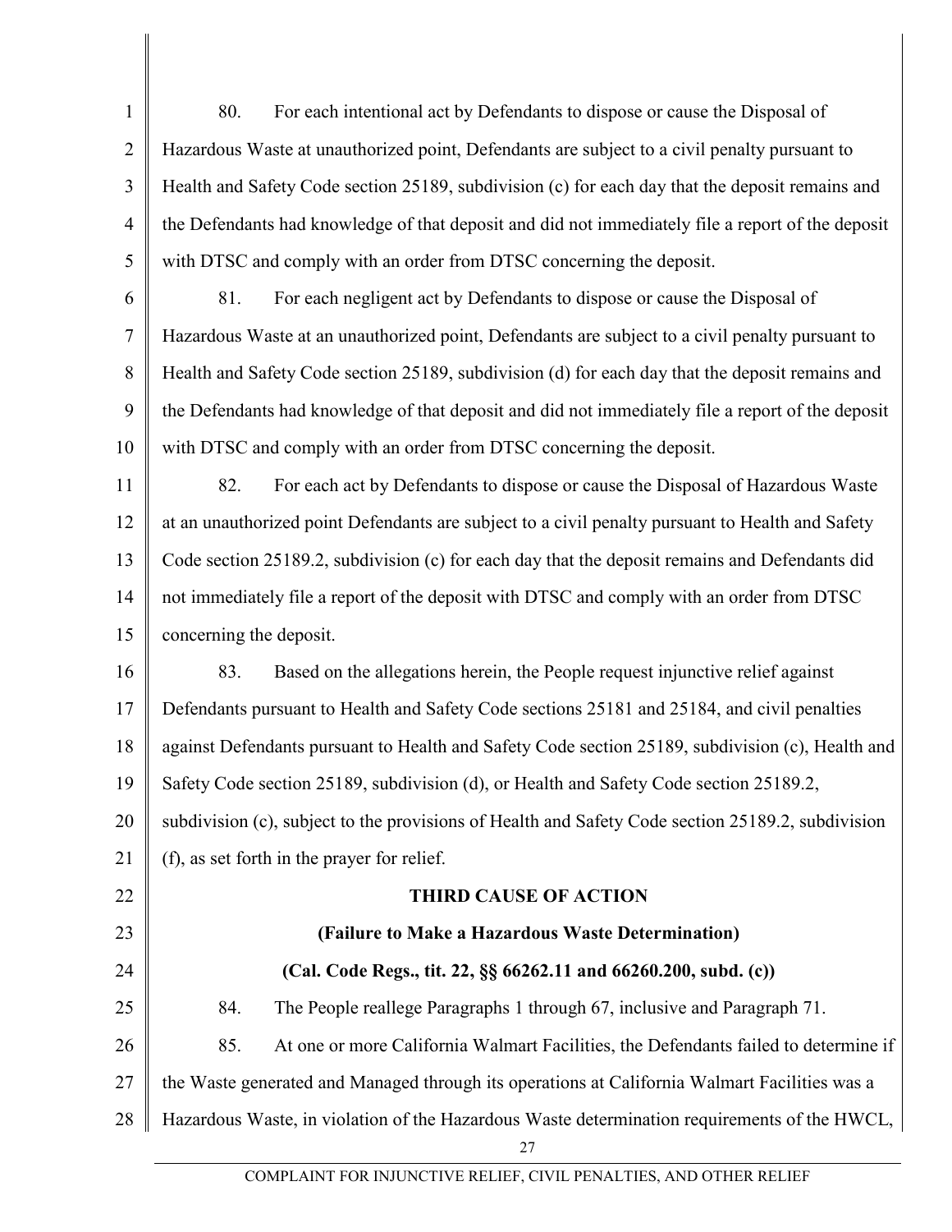80. For each intentional act by Defendants to dispose or cause the Disposal of Hazardous Waste at unauthorized point, Defendants are subject to a civil penalty pursuant to Health and Safety Code section 25189, subdivision (c) for each day that the deposit remains and the Defendants had knowledge of that deposit and did not immediately file a report of the deposit with DTSC and comply with an order from DTSC concerning the deposit.

81. For each negligent act by Defendants to dispose or cause the Disposal of Hazardous Waste at an unauthorized point, Defendants are subject to a civil penalty pursuant to Health and Safety Code section 25189, subdivision (d) for each day that the deposit remains and the Defendants had knowledge of that deposit and did not immediately file a report of the deposit with DTSC and comply with an order from DTSC concerning the deposit.

82. For each act by Defendants to dispose or cause the Disposal of Hazardous Waste at an unauthorized point Defendants are subject to a civil penalty pursuant to Health and Safety Code section 25189.2, subdivision (c) for each day that the deposit remains and Defendants did not immediately file a report of the deposit with DTSC and comply with an order from DTSC concerning the deposit.

83. Based on the allegations herein, the People request injunctive relief against Defendants pursuant to Health and Safety Code sections 25181 and 25184, and civil penalties against Defendants pursuant to Health and Safety Code section 25189, subdivision (c), Health and Safety Code section 25189, subdivision (d), or Health and Safety Code section 25189.2, subdivision (c), subject to the provisions of Health and Safety Code section 25189.2, subdivision (f), as set forth in the prayer for relief.

## THIRD CAUSE OF ACTION

### (Failure to Make a Hazardous Waste Determination)

### (Cal. Code Regs., tit. 22, §§ 66262.11 and 66260.200, subd. (c))

84. The People reallege Paragraphs 1 through 67, inclusive and Paragraph 71.

85. At one or more California Walmart Facilities, the Defendants failed to determine if the Waste generated and Managed through its operations at California Walmart Facilities was a Hazardous Waste, in violation of the Hazardous Waste determination requirements of the HWCL,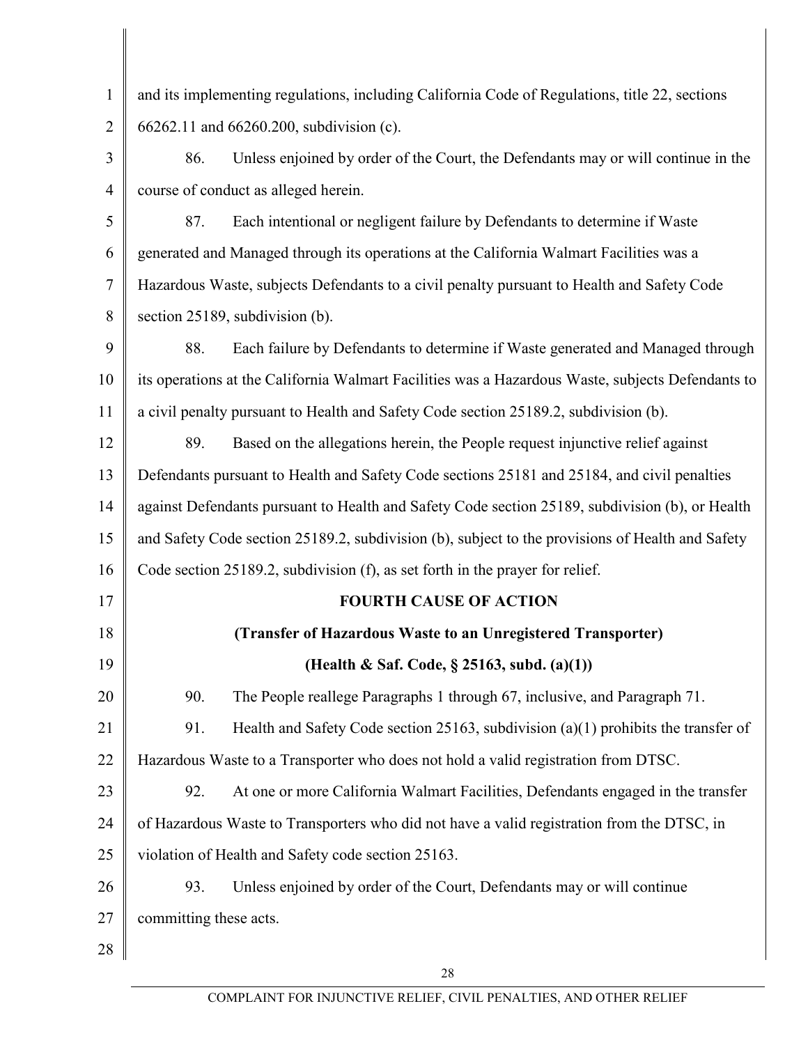and its implementing regulations, including California Code of Regulations, title 22, sections 66262.11 and 66260.200, subdivision (c).

86. Unless enjoined by order of the Court, the Defendants may or will continue in the course of conduct as alleged herein.

87. Each intentional or negligent failure by Defendants to determine if Waste generated and Managed through its operations at the California Walmart Facilities was a Hazardous Waste, subjects Defendants to a civil penalty pursuant to Health and Safety Code section 25189, subdivision (b).

88. Each failure by Defendants to determine if Waste generated and Managed through its operations at the California Walmart Facilities was a Hazardous Waste, subjects Defendants to a civil penalty pursuant to Health and Safety Code section 25189.2, subdivision (b).

89. Based on the allegations herein, the People request injunctive relief against Defendants pursuant to Health and Safety Code sections 25181 and 25184, and civil penalties against Defendants pursuant to Health and Safety Code section 25189, subdivision (b), or Health and Safety Code section 25189.2, subdivision (b), subject to the provisions of Health and Safety Code section 25189.2, subdivision (f), as set forth in the prayer for relief.

**FOURTH CAUSE OF ACTION**

**(Transfer of Hazardous Waste to an Unregistered Transporter)**

**(Health & Saf. Code, § 25163, subd. (a)(1))**

90. The People reallege Paragraphs 1 through 67, inclusive, and Paragraph 71.

91. Health and Safety Code section 25163, subdivision (a)(1) prohibits the transfer of Hazardous Waste to a Transporter who does not hold a valid registration from DTSC.

92. At one or more California Walmart Facilities, Defendants engaged in the transfer of Hazardous Waste to Transporters who did not have a valid registration from the DTSC, in violation of Health and Safety code section 25163.

93. Unless enjoined by order of the Court, Defendants may or will continue committing these acts.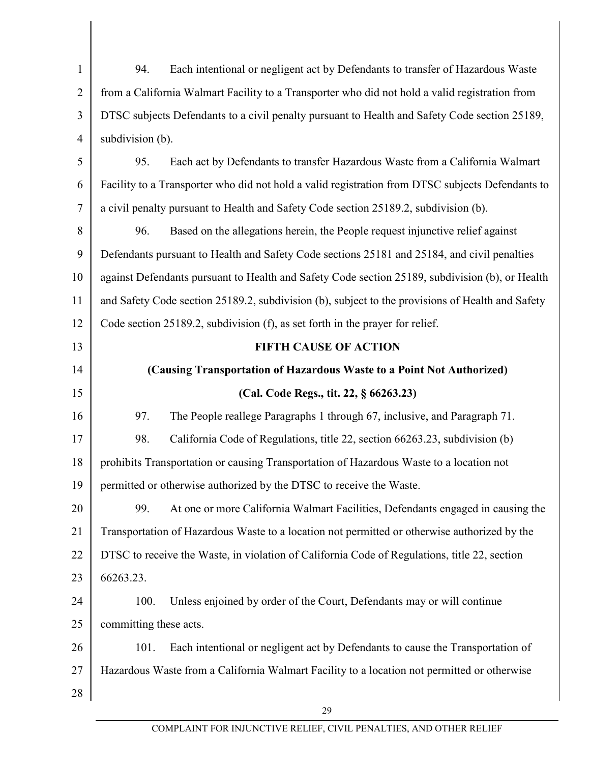94. Each intentional or negligent act by Defendants to transfer of Hazardous Waste from a California Walmart Facility to a Transporter who did not hold a valid registration from DTSC subjects Defendants to a civil penalty pursuant to Health and Safety Code section 25189, subdivision (b).

95. Each act by Defendants to transfer Hazardous Waste from a California Walmart Facility to a Transporter who did not hold a valid registration from DTSC subjects Defendants to a civil penalty pursuant to Health and Safety Code section 25189.2, subdivision (b).

96. Based on the allegations herein, the People request injunctive relief against Defendants pursuant to Health and Safety Code sections 25181 and 25184, and civil penalties against Defendants pursuant to Health and Safety Code section 25189, subdivision (b), or Health and Safety Code section 25189.2, subdivision (b), subject to the provisions of Health and Safety Code section 25189.2, subdivision (f), as set forth in the prayer for relief.

**FIFTH CAUSE OF ACTION**

**(Causing Transportation of Hazardous Waste to a Point Not Authorized)**

**(Cal. Code Regs., tit. 22, § 66263.23)**

97. The People reallege Paragraphs 1 through 67, inclusive, and Paragraph 71.

98. California Code of Regulations, title 22, section 66263.23, subdivision (b) prohibits Transportation or causing Transportation of Hazardous Waste to a location not permitted or otherwise authorized by the DTSC to receive the Waste.

99. At one or more California Walmart Facilities, Defendants engaged in causing the Transportation of Hazardous Waste to a location not permitted or otherwise authorized by the DTSC to receive the Waste, in violation of California Code of Regulations, title 22, section 66263.23.

100. Unless enjoined by order of the Court, Defendants may or will continue committing these acts.

101. Each intentional or negligent act by Defendants to cause the Transportation of Hazardous Waste from a California Walmart Facility to a location not permitted or otherwise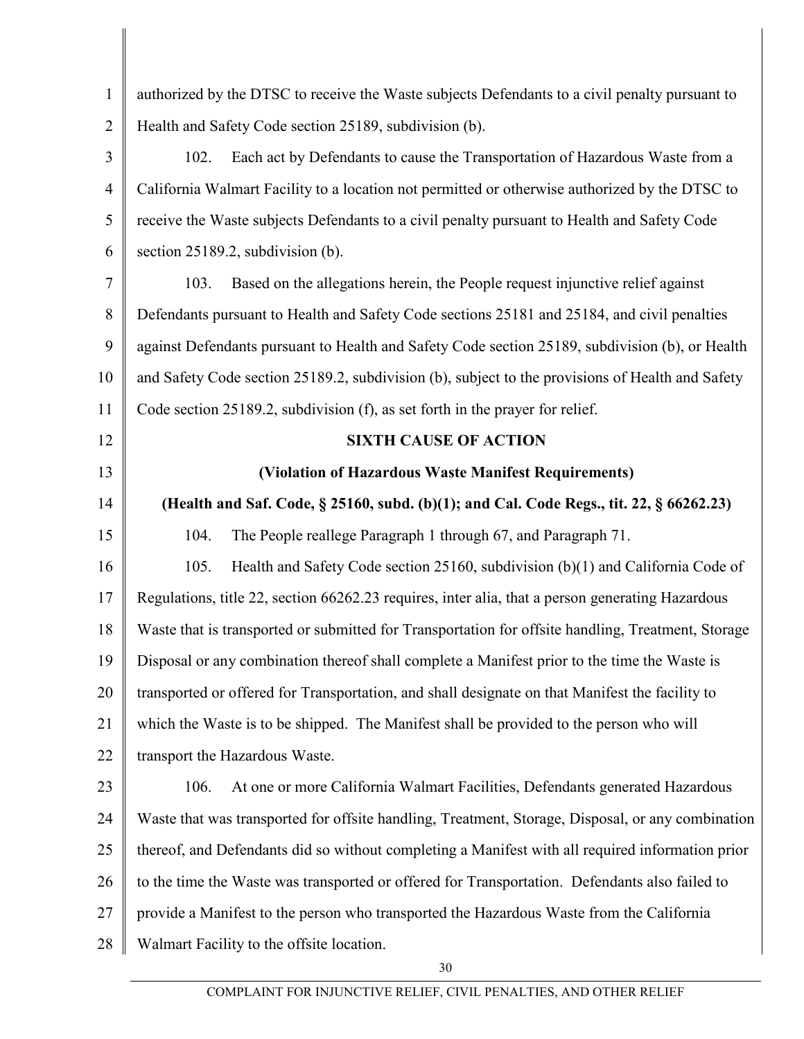authorized by the DTSC to receive the Waste subjects Defendants to a civil penalty pursuant to Health and Safety Code section 25189, subdivision (b).

102. Each act by Defendants to cause the Transportation of Hazardous Waste from a California Walmart Facility to a location not permitted or otherwise authorized by the DTSC to receive the Waste subjects Defendants to a civil penalty pursuant to Health and Safety Code section 25189.2, subdivision (b).

103. Based on the allegations herein, the People request injunctive relief against Defendants pursuant to Health and Safety Code sections 25181 and 25184, and civil penalties against Defendants pursuant to Health and Safety Code section 25189, subdivision (b), or Health and Safety Code section 25189.2, subdivision (b), subject to the provisions of Health and Safety Code section 25189.2, subdivision (f), as set forth in the prayer for relief.

**SIXTH CAUSE OF ACTION**

**(Violation of Hazardous Waste Manifest Requirements)**

**(Health and Saf. Code, § 25160, subd. (b)(1); and Cal. Code Regs., tit. 22, § 66262.23)**

104. The People reallege Paragraph 1 through 67, and Paragraph 71.

105. Health and Safety Code section 25160, subdivision (b)(1) and California Code of Regulations, title 22, section 66262.23 requires, inter alia, that a person generating Hazardous Waste that is transported or submitted for Transportation for offsite handling, Treatment, Storage Disposal or any combination thereof shall complete a Manifest prior to the time the Waste is transported or offered for Transportation, and shall designate on that Manifest the facility to which the Waste is to be shipped. The Manifest shall be provided to the person who will transport the Hazardous Waste.

106. At one or more California Walmart Facilities, Defendants generated Hazardous Waste that was transported for offsite handling, Treatment, Storage, Disposal, or any combination thereof, and Defendants did so without completing a Manifest with all required information prior to the time the Waste was transported or offered for Transportation. Defendants also failed to provide a Manifest to the person who transported the Hazardous Waste from the California Walmart Facility to the offsite location.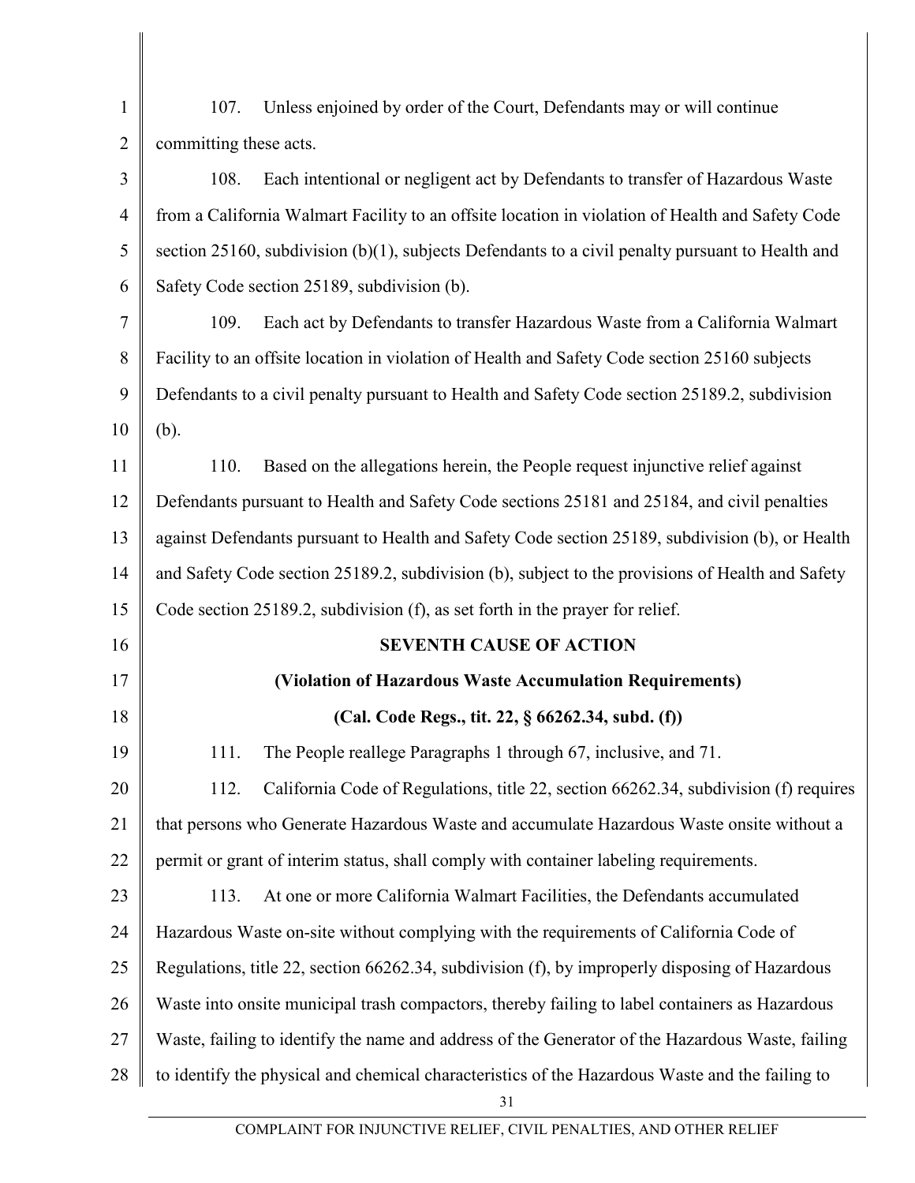107. Unless enjoined by order of the Court, Defendants may or will continue committing these acts.

108. Each intentional or negligent act by Defendants to transfer of Hazardous Waste from a California Walmart Facility to an offsite location in violation of Health and Safety Code section 25160, subdivision (b)(1), subjects Defendants to a civil penalty pursuant to Health and Safety Code section 25189, subdivision (b).

109. Each act by Defendants to transfer Hazardous Waste from a California Walmart Facility to an offsite location in violation of Health and Safety Code section 25160 subjects Defendants to a civil penalty pursuant to Health and Safety Code section 25189.2, subdivision (b).

110. Based on the allegations herein, the People request injunctive relief against Defendants pursuant to Health and Safety Code sections 25181 and 25184, and civil penalties against Defendants pursuant to Health and Safety Code section 25189, subdivision (b), or Health and Safety Code section 25189.2, subdivision (b), subject to the provisions of Health and Safety Code section 25189.2, subdivision (f), as set forth in the prayer for relief.

## SEVENTH CAUSE OF ACTION

**(Violation of Hazardous Waste Accumulation Requirements)**

**(Cal. Code Regs., tit. 22, § 66262.34, subd. (f))**

111. The People reallege Paragraphs 1 through 67, inclusive, and 71.

112. California Code of Regulations, title 22, section 66262.34, subdivision (f) requires that persons who Generate Hazardous Waste and accumulate Hazardous Waste onsite without a permit or grant of interim status, shall comply with container labeling requirements.

113. At one or more California Walmart Facilities, the Defendants accumulated Hazardous Waste on-site without complying with the requirements of California Code of Regulations, title 22, section 66262.34, subdivision (f), by improperly disposing of Hazardous Waste into onsite municipal trash compactors, thereby failing to label containers as Hazardous Waste, failing to identify the name and address of the Generator of the Hazardous Waste, failing to identify the physical and chemical characteristics of the Hazardous Waste and the failing to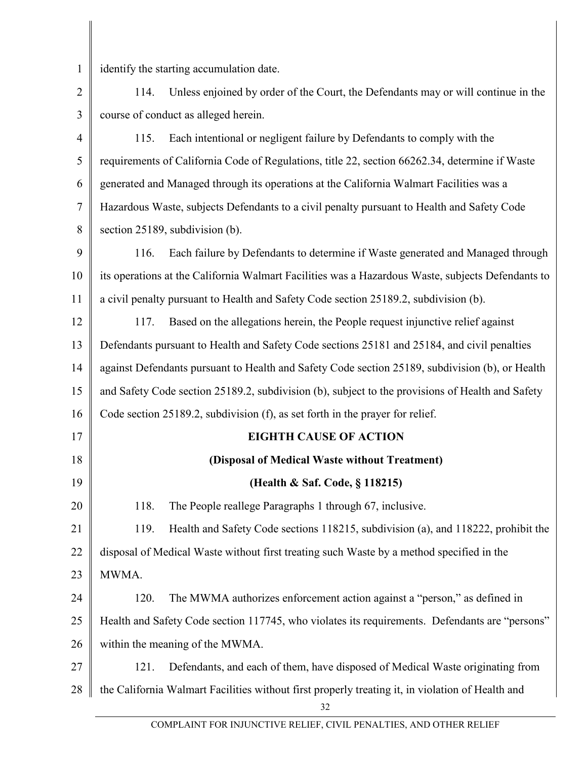identify the starting accumulation date.

114. Unless enjoined by order of the Court, the Defendants may or will continue in the course of conduct as alleged herein.

115. Each intentional or negligent failure by Defendants to comply with the requirements of California Code of Regulations, title 22, section 66262.34, determine if Waste generated and Managed through its operations at the California Walmart Facilities was a Hazardous Waste, subjects Defendants to a civil penalty pursuant to Health and Safety Code section 25189, subdivision (b).

116. Each failure by Defendants to determine if Waste generated and Managed through its operations at the California Walmart Facilities was a Hazardous Waste, subjects Defendants to a civil penalty pursuant to Health and Safety Code section 25189.2, subdivision (b).

117. Based on the allegations herein, the People request injunctive relief against Defendants pursuant to Health and Safety Code sections 25181 and 25184, and civil penalties against Defendants pursuant to Health and Safety Code section 25189, subdivision (b), or Health and Safety Code section 25189.2, subdivision (b), subject to the provisions of Health and Safety Code section 25189.2, subdivision (f), as set forth in the prayer for relief.

## EIGHTH CAUSE OF ACTION

### (Disposal of Medical Waste without Treatment)

### (Health & Saf. Code, § 118215)

118. The People reallege Paragraphs 1 through 67, inclusive.

119. Health and Safety Code sections 118215, subdivision (a), and 118222, prohibit the disposal of Medical Waste without first treating such Waste by a method specified in the MWMA.

120. The MWMA authorizes enforcement action against a "person," as defined in Health and Safety Code section 117745, who violates its requirements. Defendants are "persons" within the meaning of the MWMA.

121. Defendants, and each of them, have disposed of Medical Waste originating from the California Walmart Facilities without first properly treating it, in violation of Health and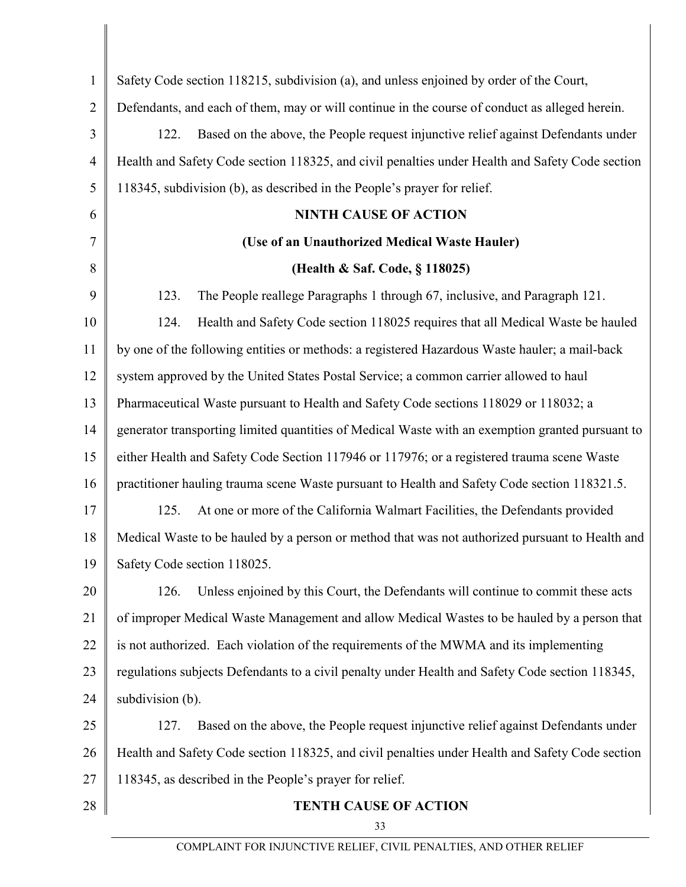Safety Code section 118215, subdivision (a), and unless enjoined by order of the Court, Defendants, and each of them, may or will continue in the course of conduct as alleged herein.

122. Based on the above, the People request injunctive relief against Defendants under Health and Safety Code section 118325, and civil penalties under Health and Safety Code section 118345, subdivision (b), as described in the People's prayer for relief.

**NINTH CAUSE OF ACTION**

**(Use of an Unauthorized Medical Waste Hauler)**

**(Health & Saf. Code, § 118025)**

123. The People reallege Paragraphs 1 through 67, inclusive, and Paragraph 121.

124. Health and Safety Code section 118025 requires that all Medical Waste be hauled by one of the following entities or methods: a registered Hazardous Waste hauler; a mail-back system approved by the United States Postal Service; a common carrier allowed to haul Pharmaceutical Waste pursuant to Health and Safety Code sections 118029 or 118032; a generator transporting limited quantities of Medical Waste with an exemption granted pursuant to either Health and Safety Code Section 117946 or 117976; or a registered trauma scene Waste practitioner hauling trauma scene Waste pursuant to Health and Safety Code section 118321.5.

125. At one or more of the California Walmart Facilities, the Defendants provided Medical Waste to be hauled by a person or method that was not authorized pursuant to Health and Safety Code section 118025.

126. Unless enjoined by this Court, the Defendants will continue to commit these acts of improper Medical Waste Management and allow Medical Wastes to be hauled by a person that is not authorized. Each violation of the requirements of the MWMA and its implementing regulations subjects Defendants to a civil penalty under Health and Safety Code section 118345, subdivision (b).

127. Based on the above, the People request injunctive relief against Defendants under Health and Safety Code section 118325, and civil penalties under Health and Safety Code section 118345, as described in the People's prayer for relief.

**TENTH CAUSE OF ACTION**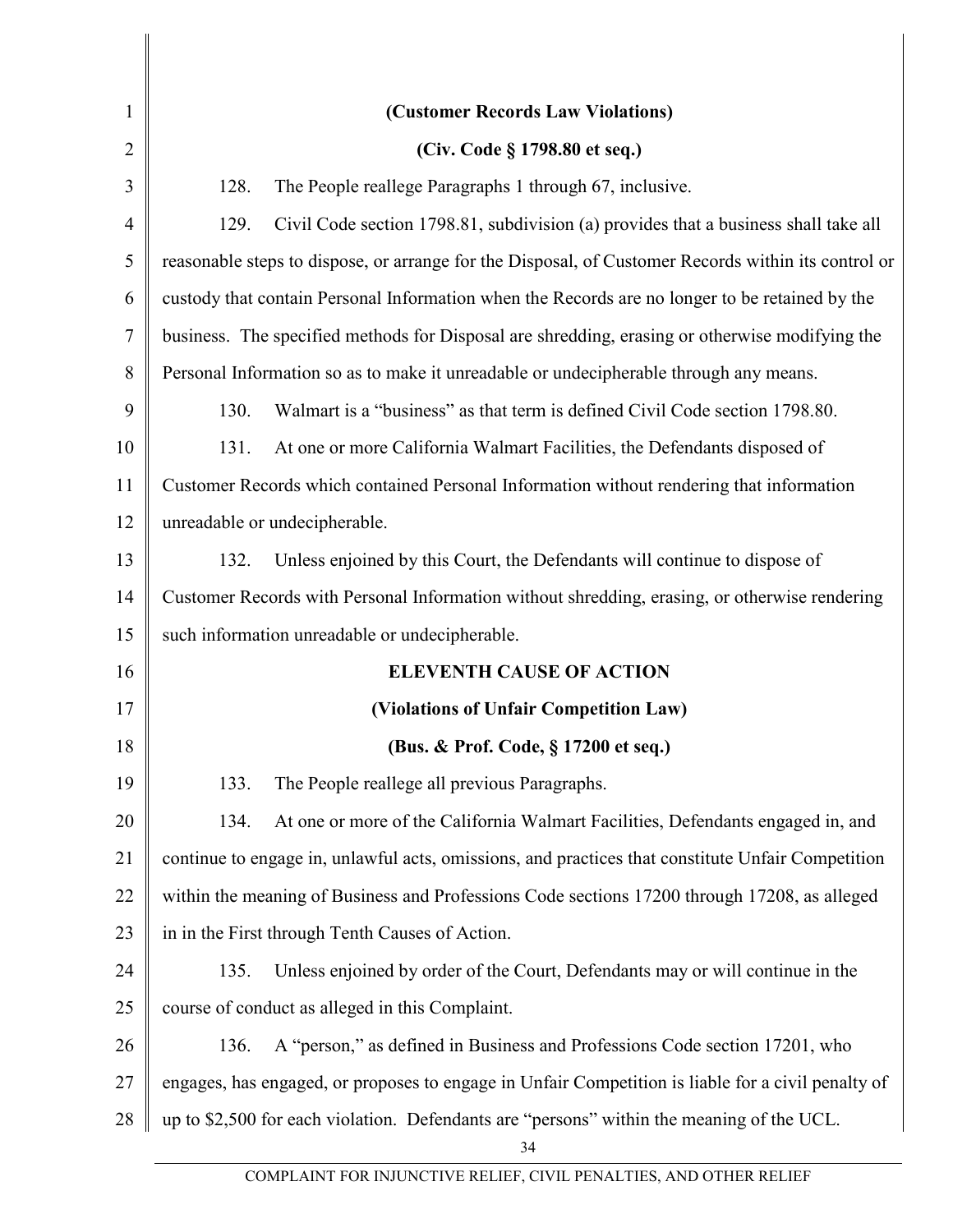**(Customer Records Law Violations)**

**(Civ. Code § 1798.80 et seq.)**

128. The People reallege Paragraphs 1 through 67, inclusive.

129. Civil Code section 1798.81, subdivision (a) provides that a business shall take all reasonable steps to dispose, or arrange for the Disposal, of Customer Records within its control or custody that contain Personal Information when the Records are no longer to be retained by the business. The specified methods for Disposal are shredding, erasing or otherwise modifying the Personal Information so as to make it unreadable or undecipherable through any means.

130. Walmart is a "business" as that term is defined Civil Code section 1798.80.

131. At one or more California Walmart Facilities, the Defendants disposed of Customer Records which contained Personal Information without rendering that information unreadable or undecipherable.

132. Unless enjoined by this Court, the Defendants will continue to dispose of Customer Records with Personal Information without shredding, erasing, or otherwise rendering such information unreadable or undecipherable.

## ELEVENTH CAUSE OF ACTION

**(Violations of Unfair Competition Law)**

**(Bus. & Prof. Code, § 17200 et seq.)**

133. The People reallege all previous Paragraphs.

134. At one or more of the California Walmart Facilities, Defendants engaged in, and continue to engage in, unlawful acts, omissions, and practices that constitute Unfair Competition within the meaning of Business and Professions Code sections 17200 through 17208, as alleged in in the First through Tenth Causes of Action.

135. Unless enjoined by order of the Court, Defendants may or will continue in the course of conduct as alleged in this Complaint.

136. A "person," as defined in Business and Professions Code section 17201, who engages, has engaged, or proposes to engage in Unfair Competition is liable for a civil penalty of up to $2,500 for each violation. Defendants are "persons" within the meaning of the UCL.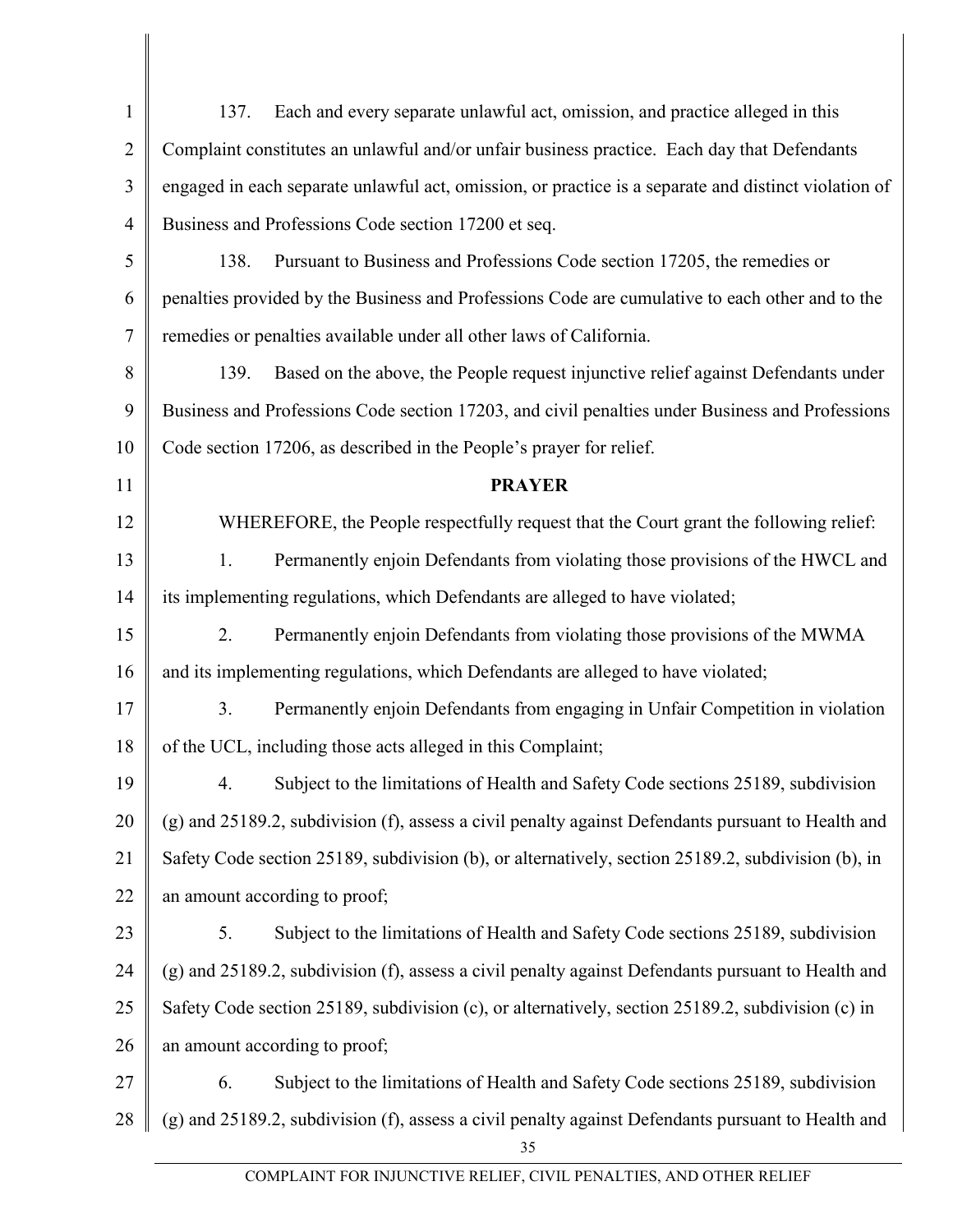137. Each and every separate unlawful act, omission, and practice alleged in this Complaint constitutes an unlawful and/or unfair business practice. Each day that Defendants engaged in each separate unlawful act, omission, or practice is a separate and distinct violation of Business and Professions Code section 17200 et seq.

138. Pursuant to Business and Professions Code section 17205, the remedies or penalties provided by the Business and Professions Code are cumulative to each other and to the remedies or penalties available under all other laws of California.

139. Based on the above, the People request injunctive relief against Defendants under Business and Professions Code section 17203, and civil penalties under Business and Professions Code section 17206, as described in the People's prayer for relief.

**PRAYER**

WHEREFORE, the People respectfully request that the Court grant the following relief:

1. Permanently enjoin Defendants from violating those provisions of the HWCL and its implementing regulations, which Defendants are alleged to have violated;

2. Permanently enjoin Defendants from violating those provisions of the MWMA and its implementing regulations, which Defendants are alleged to have violated;

3. Permanently enjoin Defendants from engaging in Unfair Competition in violation of the UCL, including those acts alleged in this Complaint;

4. Subject to the limitations of Health and Safety Code sections 25189, subdivision (g) and 25189.2, subdivision (f), assess a civil penalty against Defendants pursuant to Health and Safety Code section 25189, subdivision (b), or alternatively, section 25189.2, subdivision (b), in an amount according to proof;

5. Subject to the limitations of Health and Safety Code sections 25189, subdivision (g) and 25189.2, subdivision (f), assess a civil penalty against Defendants pursuant to Health and Safety Code section 25189, subdivision (c), or alternatively, section 25189.2, subdivision (c) in an amount according to proof;

6. Subject to the limitations of Health and Safety Code sections 25189, subdivision (g) and 25189.2, subdivision (f), assess a civil penalty against Defendants pursuant to Health and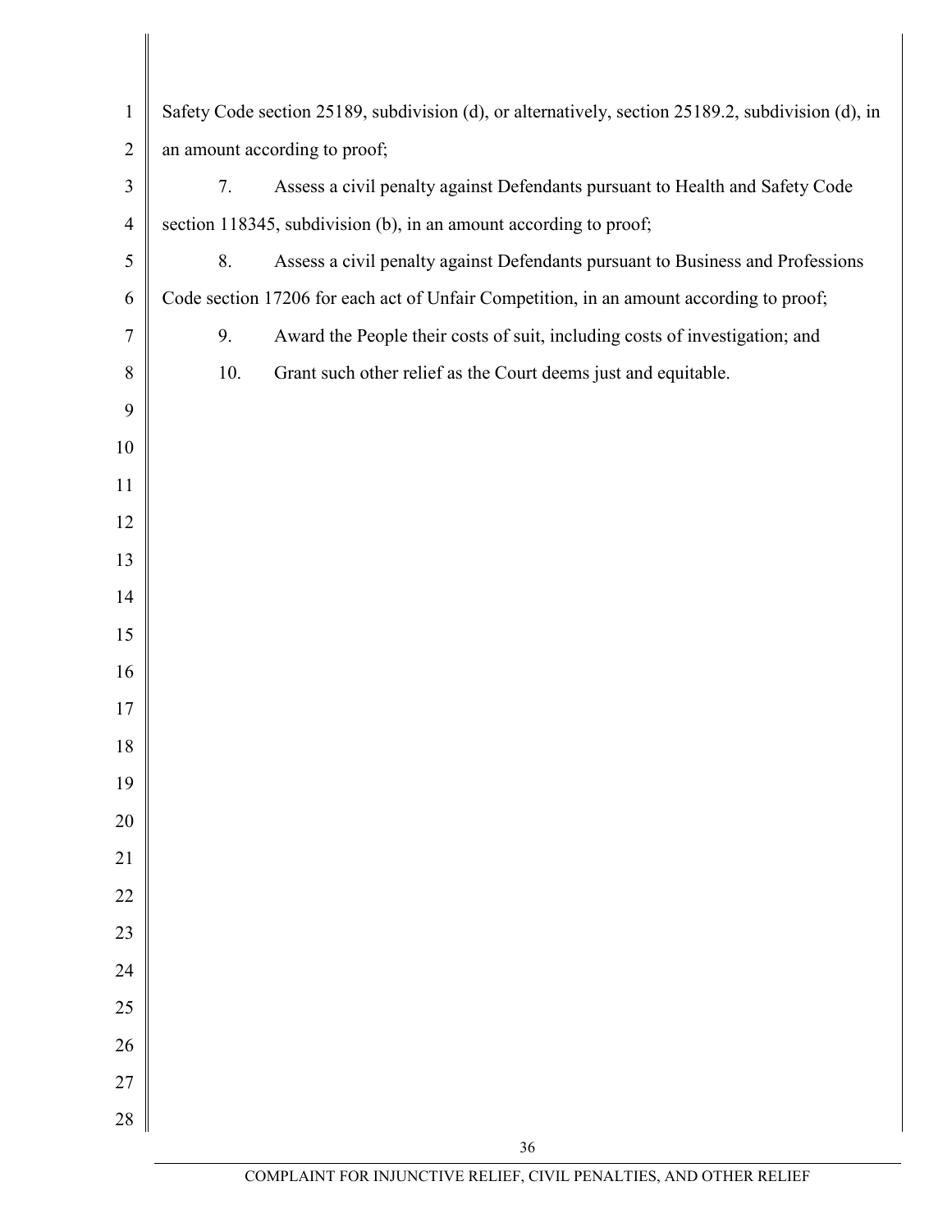Safety Code section 25189, subdivision (d), or alternatively, section 25189.2, subdivision (d), in an amount according to proof;

7. Assess a civil penalty against Defendants pursuant to Health and Safety Code section 118345, subdivision (b), in an amount according to proof;

8. Assess a civil penalty against Defendants pursuant to Business and Professions Code section 17206 for each act of Unfair Competition, in an amount according to proof;

9. Award the People their costs of suit, including costs of investigation; and

10. Grant such other relief as the Court deems just and equitable.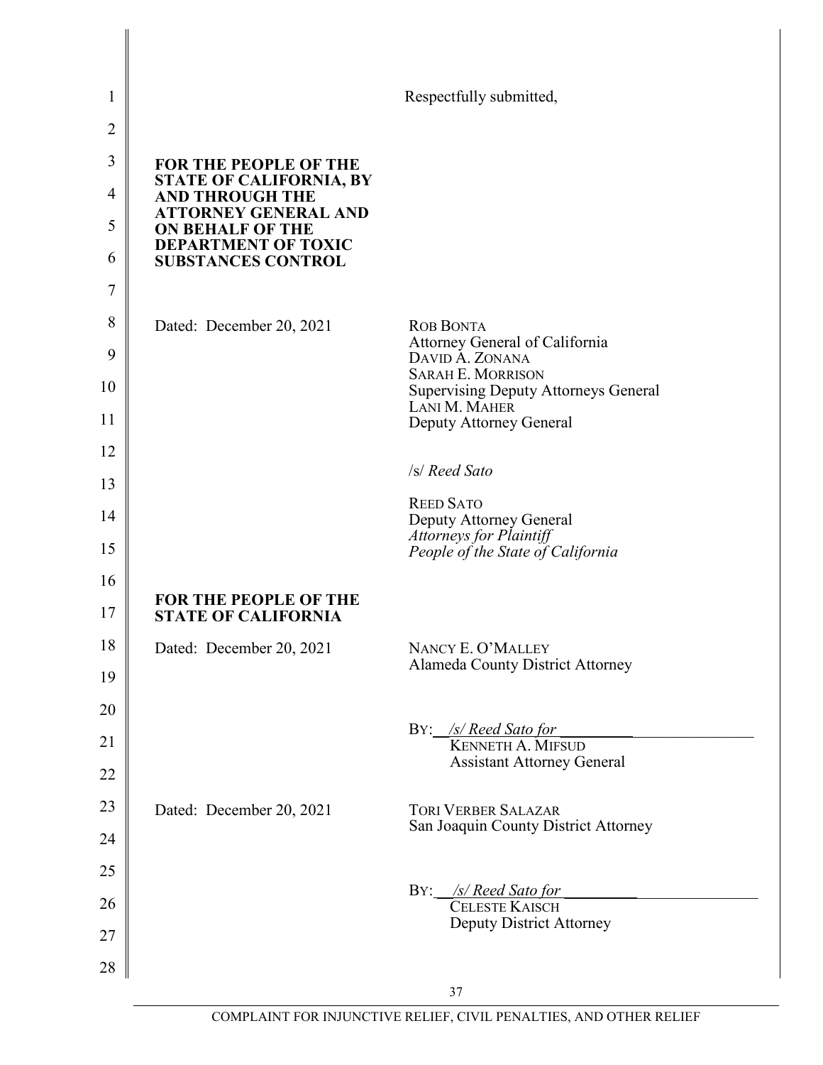Respectfully submitted,

**FOR THE PEOPLE OF THE STATE OF CALIFORNIA, BY AND THROUGH THE ATTORNEY GENERAL AND ON BEHALF OF THE DEPARTMENT OF TOXIC SUBSTANCES CONTROL**

Dated: December 20, 2021

ROB BONTA
Attorney General of California
DAVID A. ZONANA
SARAH E. MORRISON
Supervising Deputy Attorneys General
LANI M. MAHER
Deputy Attorney General

/s/ *Reed Sato*

REED SATO
Deputy Attorney General
*Attorneys for Plaintiff*
*People of the State of California*

**FOR THE PEOPLE OF THE STATE OF CALIFORNIA**

Dated: December 20, 2021

NANCY E. O'MALLEY
Alameda County District Attorney

BY: */s/ Reed Sato for* \_\_\_\_\_\_\_\_\_\_\_\_\_\_\_\_\_\_\_\_
KENNETH A. MIFSUD
Assistant Attorney General

Dated: December 20, 2021

TORI VERBER SALAZAR
San Joaquin County District Attorney

BY: */s/ Reed Sato for* \_\_\_\_\_\_\_\_\_\_\_\_\_\_\_\_\_\_\_\_
CELESTE KAISCH
Deputy District Attorney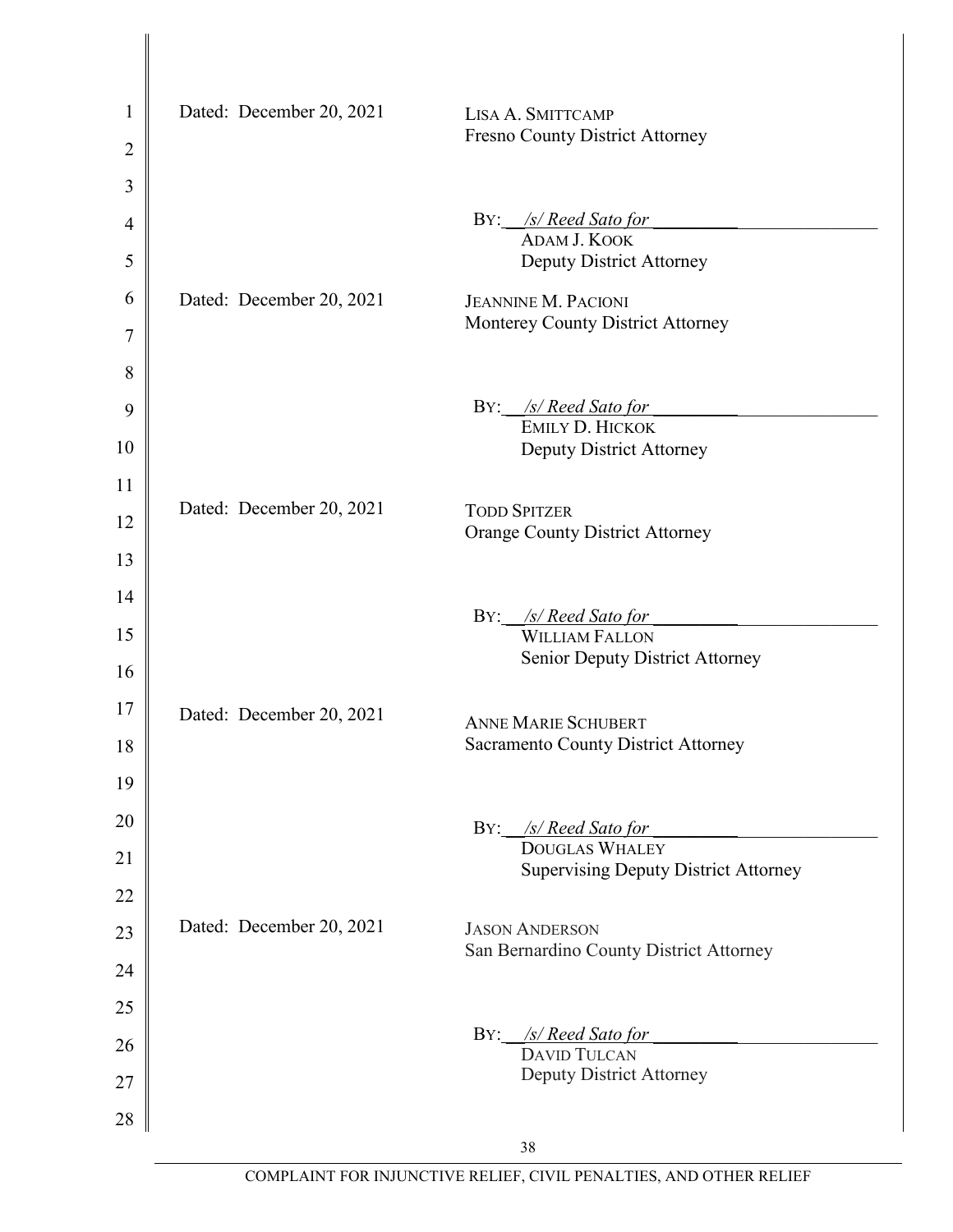Dated: December 20, 2021

LISA A. SMITTCAMP
Fresno County District Attorney

BY: */s/ Reed Sato for*
ADAM J. KOOK
Deputy District Attorney

Dated: December 20, 2021

JEANNINE M. PACIONI
Monterey County District Attorney

BY: */s/ Reed Sato for*
EMILY D. HICKOK
Deputy District Attorney

Dated: December 20, 2021

TODD SPITZER
Orange County District Attorney

BY: */s/ Reed Sato for*
WILLIAM FALLON
Senior Deputy District Attorney

Dated: December 20, 2021

ANNE MARIE SCHUBERT
Sacramento County District Attorney

BY: */s/ Reed Sato for*
DOUGLAS WHALEY
Supervising Deputy District Attorney

Dated: December 20, 2021

JASON ANDERSON
San Bernardino County District Attorney

BY: */s/ Reed Sato for*
DAVID TULCAN
Deputy District Attorney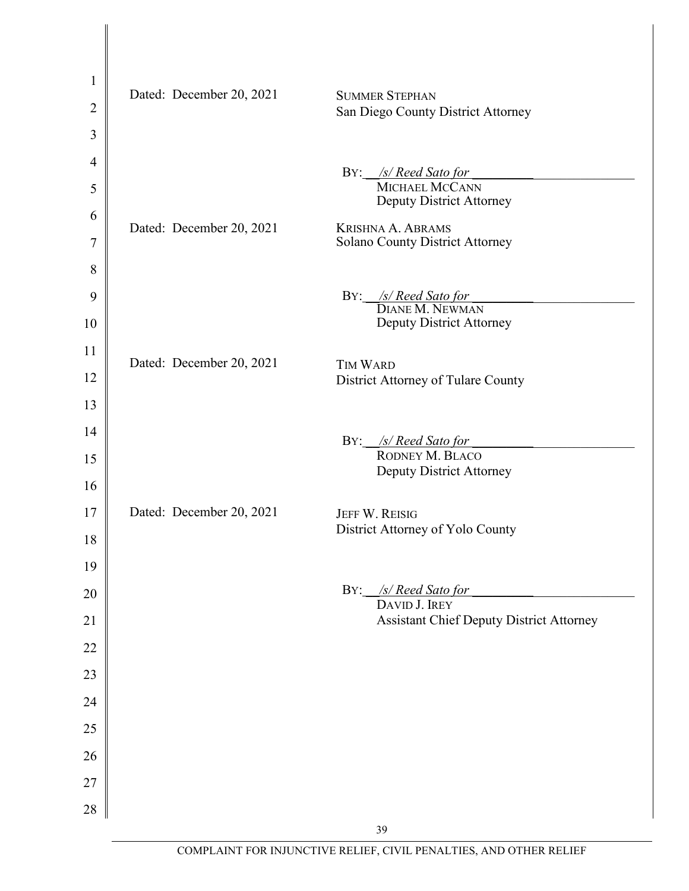Dated: December 20, 2021

SUMMER STEPHAN
San Diego County District Attorney

BY: */s/ Reed Sato for*
MICHAEL MCCANN
Deputy District Attorney

Dated: December 20, 2021

KRISHNA A. ABRAMS
Solano County District Attorney

BY: */s/ Reed Sato for*
DIANE M. NEWMAN
Deputy District Attorney

Dated: December 20, 2021

TIM WARD
District Attorney of Tulare County

BY: */s/ Reed Sato for*
RODNEY M. BLACO
Deputy District Attorney

Dated: December 20, 2021

JEFF W. REISIG
District Attorney of Yolo County

BY: */s/ Reed Sato for*
DAVID J. IREY
Assistant Chief Deputy District Attorney